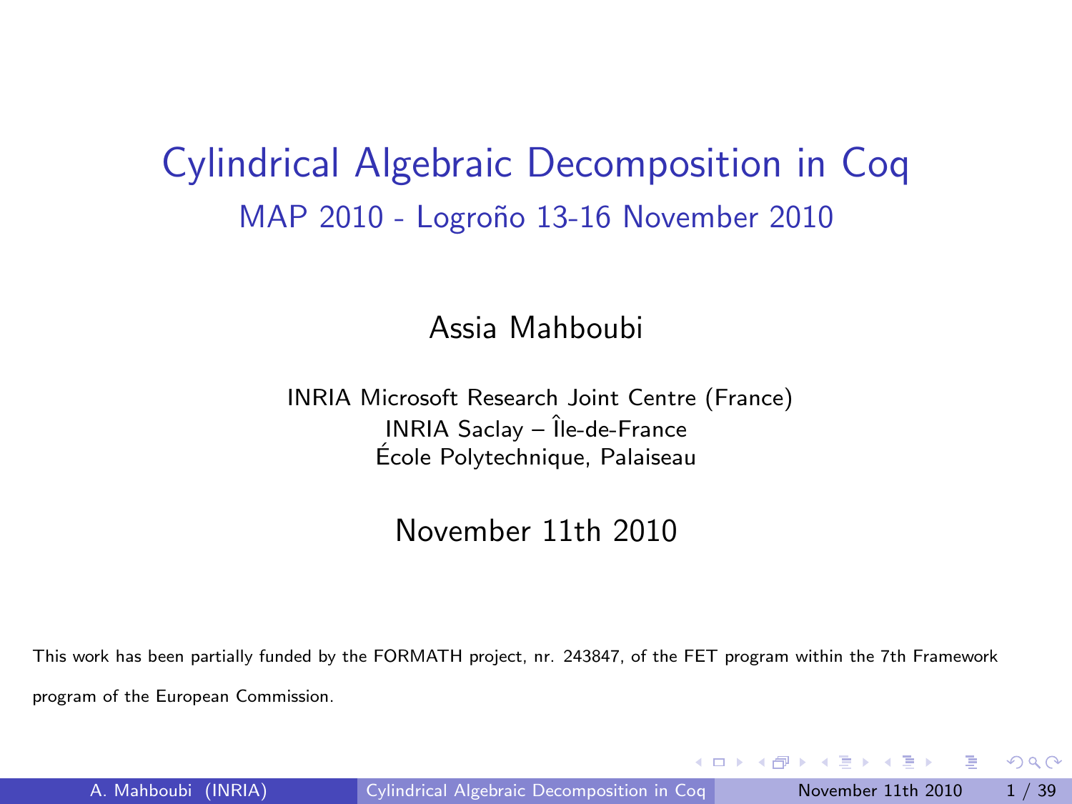# Cylindrical Algebraic Decomposition in Coq

## MAP 2010 - Logroño 13-16 November 2010

Assia Mahboubi

INRIA Microsoft Research Joint Centre (France)
INRIA Saclay – Île-de-France
École Polytechnique, Palaiseau

November 11th 2010

This work has been partially funded by the FORMATH project, nr. 243847, of the FET program within the 7th Framework program of the European Commission.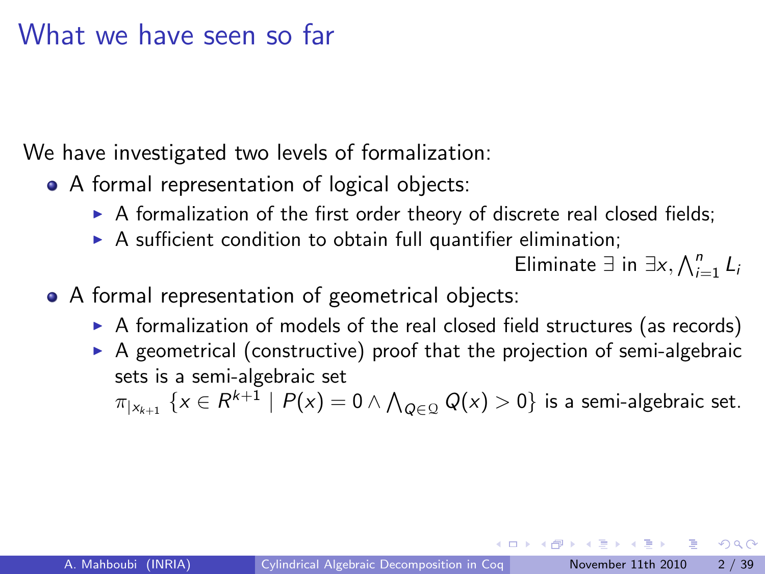# What we have seen so far

We have investigated two levels of formalization:

- A formal representation of logical objects:
  - A formalization of the first order theory of discrete real closed fields;
  - A sufficient condition to obtain full quantifier elimination;

    Eliminate $\exists$ in $\exists x, \bigwedge_{i=1}^{n} L_i$

- A formal representation of geometrical objects:
  - A formalization of models of the real closed field structures (as records)
  - A geometrical (constructive) proof that the projection of semi-algebraic sets is a semi-algebraic set

    $\pi_{|x_{k+1}} \{x \in R^{k+1} \mid P(x) = 0 \wedge \bigwedge_{Q \in \mathcal{Q}} Q(x) > 0\}$ is a semi-algebraic set.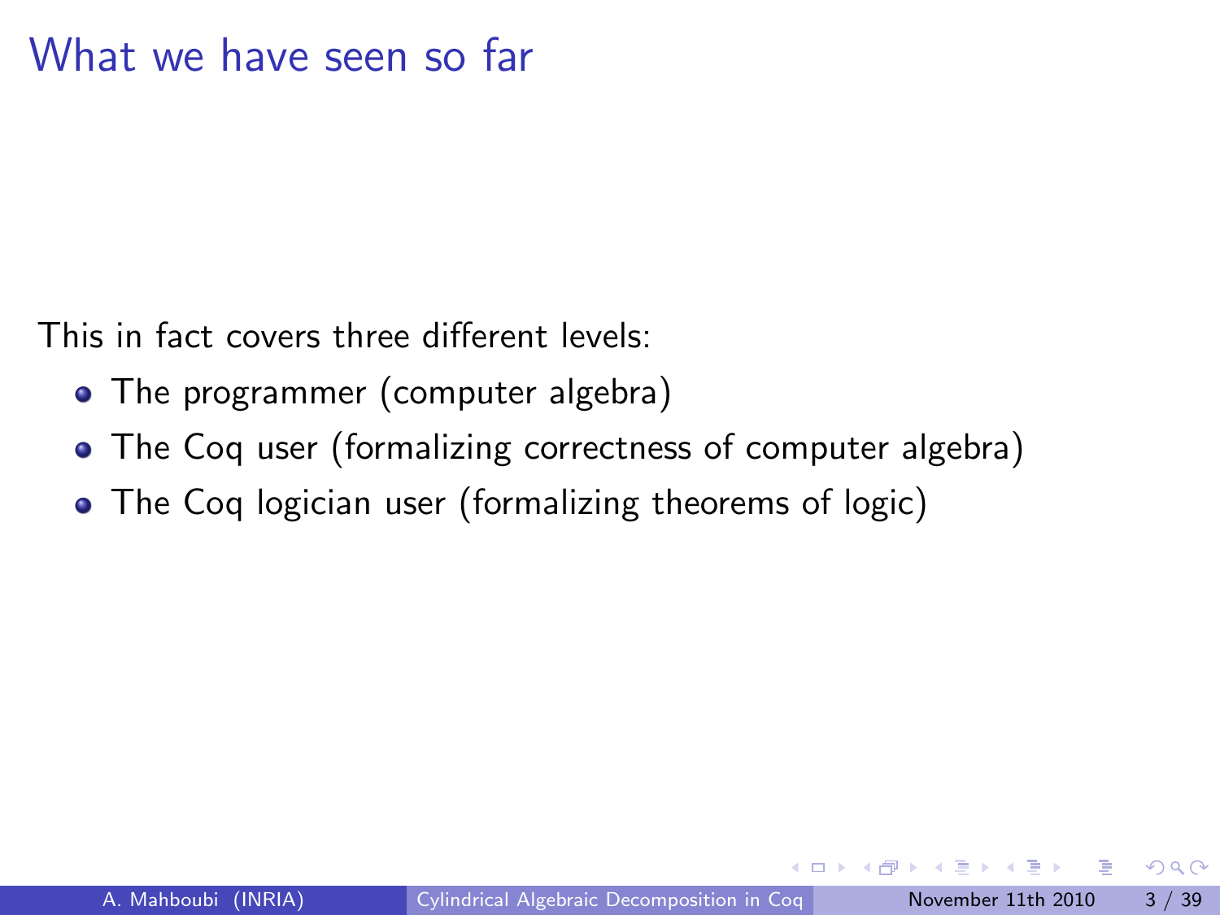# What we have seen so far

This in fact covers three different levels:

- The programmer (computer algebra)
- The Coq user (formalizing correctness of computer algebra)
- The Coq logician user (formalizing theorems of logic)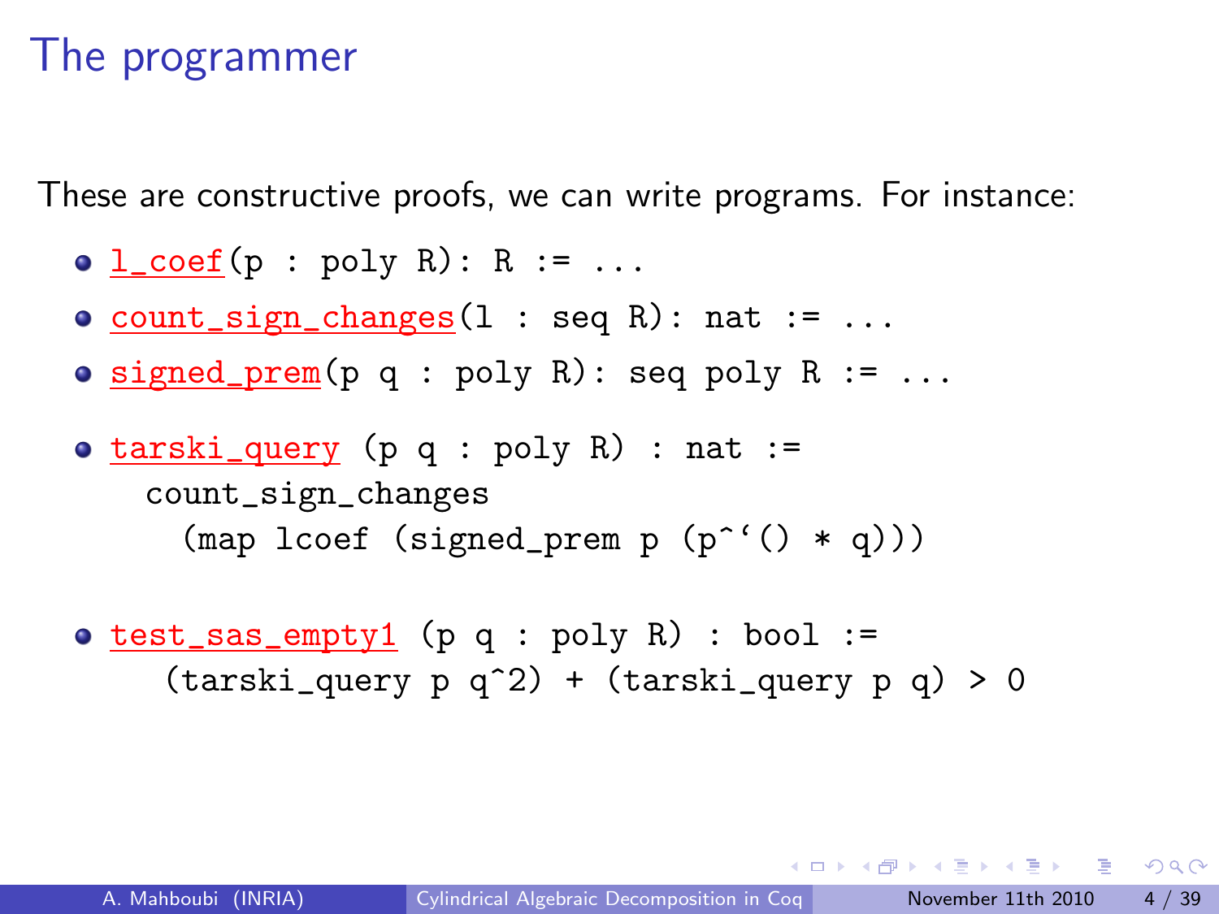# The programmer

These are constructive proofs, we can write programs. For instance:

- `l_coef(p : poly R): R := ...`
- `count_sign_changes(l : seq R): nat := ...`
- `signed_prem(p q : poly R): seq poly R := ...`
- `tarski_query (p q : poly R) : nat :=`
  ```
    count_sign_changes
      (map lcoef (signed_prem p (p^`() * q)))
  ```
- `test_sas_empty1 (p q : poly R) : bool :=`
  ```
     (tarski_query p q^2) + (tarski_query p q) > 0
  ```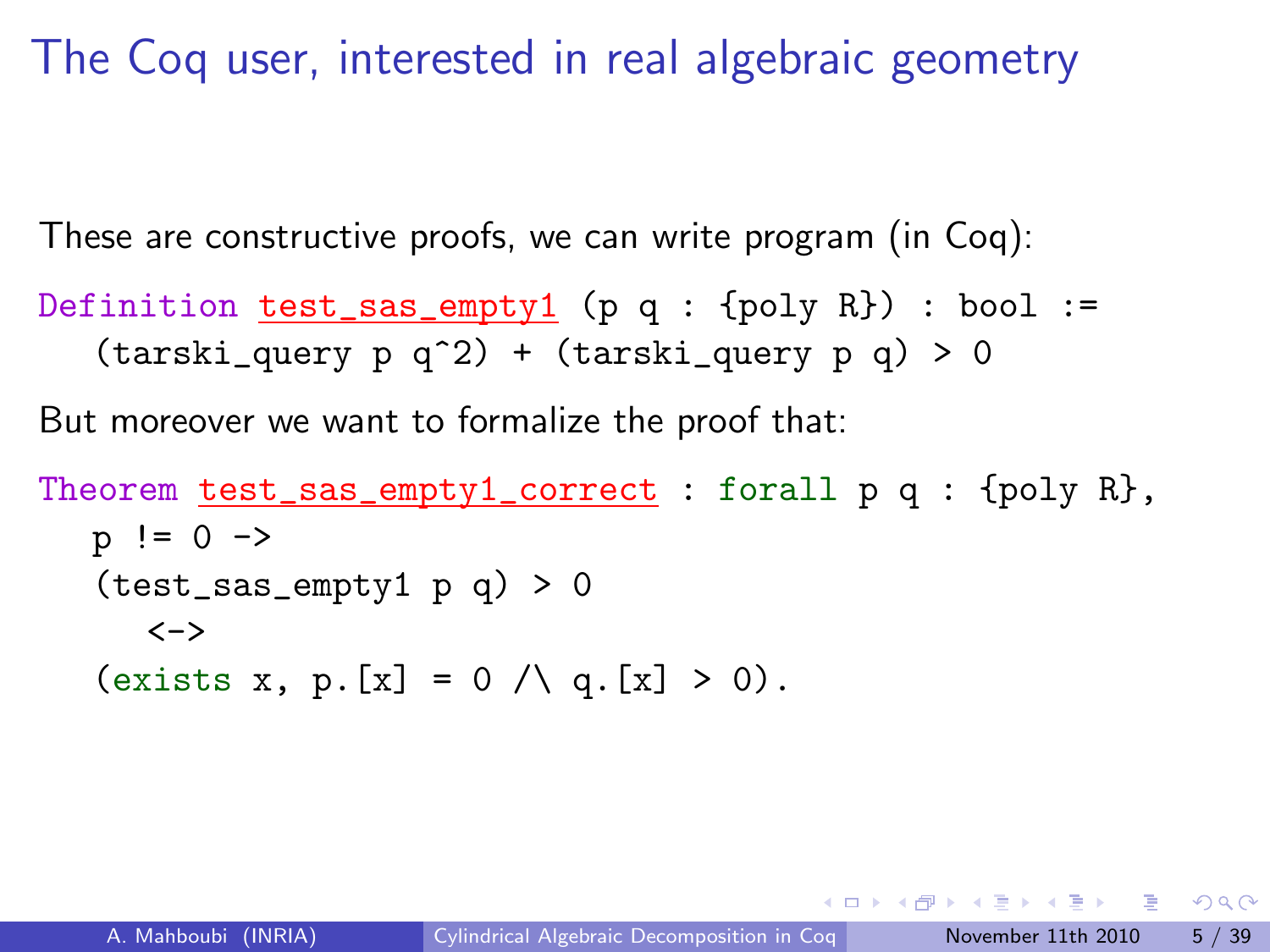# The Coq user, interested in real algebraic geometry

These are constructive proofs, we can write program (in Coq):

```
Definition test_sas_empty1 (p q : {poly R}) : bool :=
   (tarski_query p q^2) + (tarski_query p q) > 0
```

But moreover we want to formalize the proof that:

```
Theorem test_sas_empty1_correct : forall p q : {poly R},
  p != 0 ->
  (test_sas_empty1 p q) > 0
     <->
  (exists x, p.[x] = 0 /\ q.[x] > 0).
```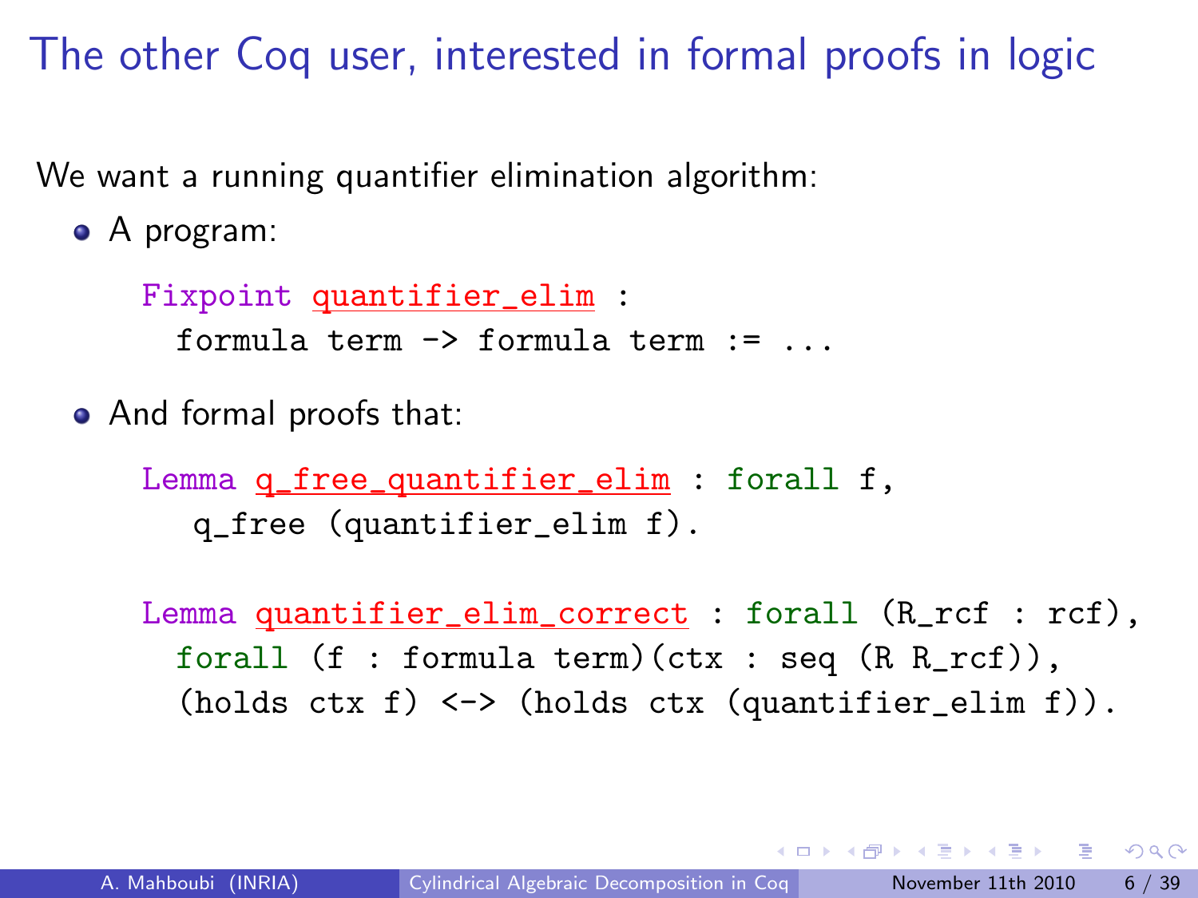# The other Coq user, interested in formal proofs in logic

We want a running quantifier elimination algorithm:

- A program:

```
Fixpoint quantifier_elim :
  formula term -> formula term := ...
```

- And formal proofs that:

```
Lemma q_free_quantifier_elim : forall f,
   q_free (quantifier_elim f).
```

```
Lemma quantifier_elim_correct : forall (R_rcf : rcf),
  forall (f : formula term)(ctx : seq (R R_rcf)),
  (holds ctx f) <-> (holds ctx (quantifier_elim f)).
```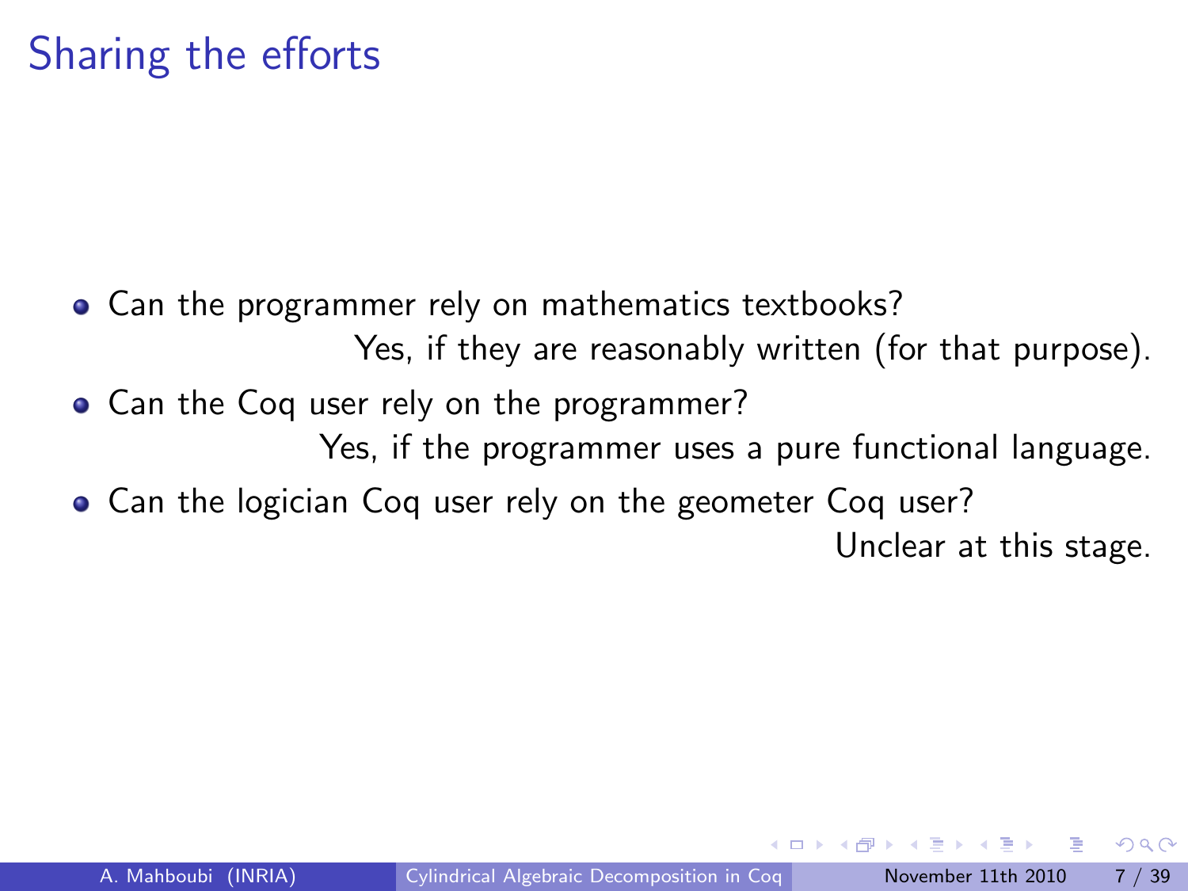# Sharing the efforts

- Can the programmer rely on mathematics textbooks?

  Yes, if they are reasonably written (for that purpose).

- Can the Coq user rely on the programmer?

  Yes, if the programmer uses a pure functional language.

- Can the logician Coq user rely on the geometer Coq user?

  Unclear at this stage.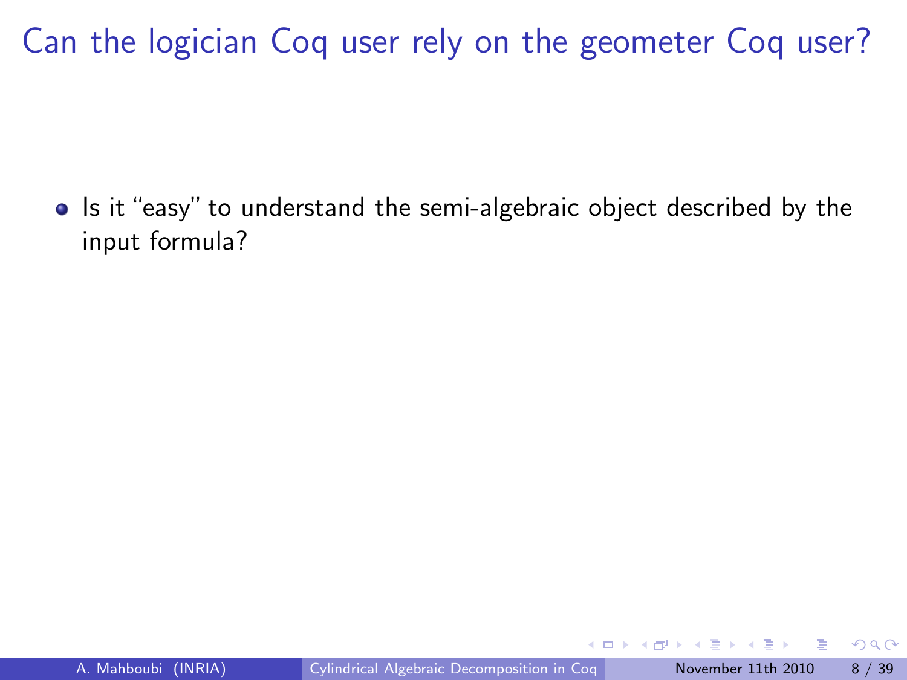# Can the logician Coq user rely on the geometer Coq user?

- Is it “easy” to understand the semi-algebraic object described by the input formula?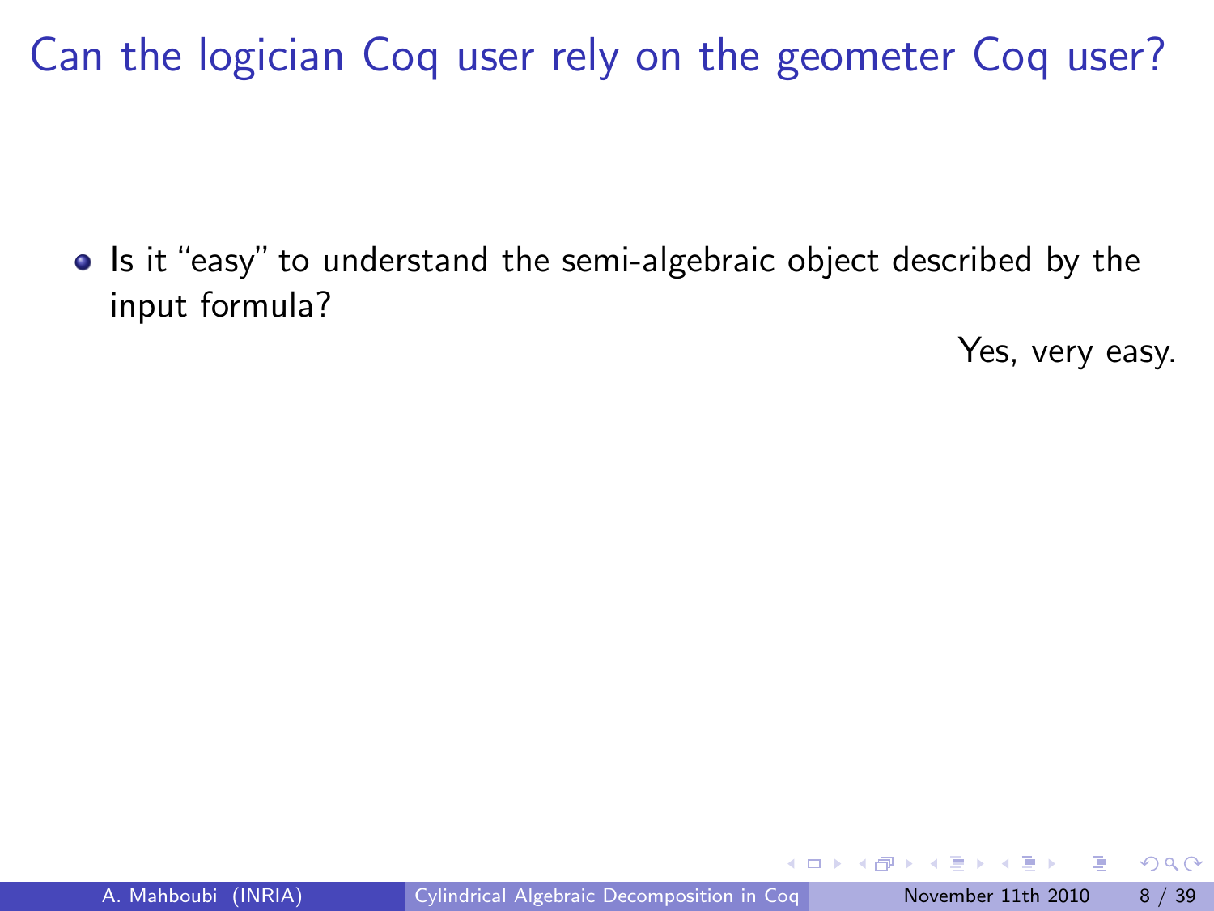# Can the logician Coq user rely on the geometer Coq user?

- Is it "easy" to understand the semi-algebraic object described by the input formula?

  Yes, very easy.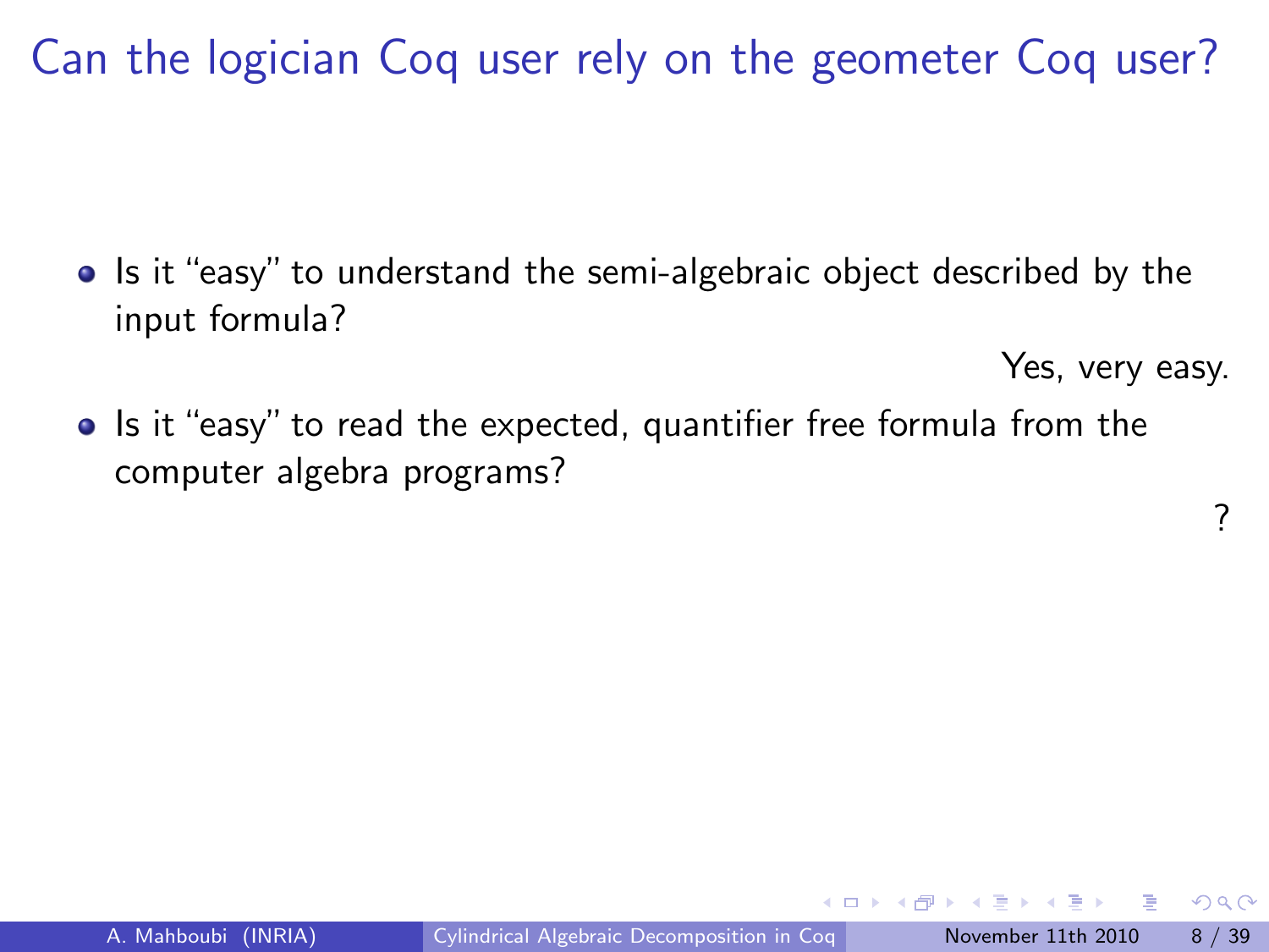# Can the logician Coq user rely on the geometer Coq user?

- Is it "easy" to understand the semi-algebraic object described by the input formula?

  Yes, very easy.

- Is it "easy" to read the expected, quantifier free formula from the computer algebra programs?

  ?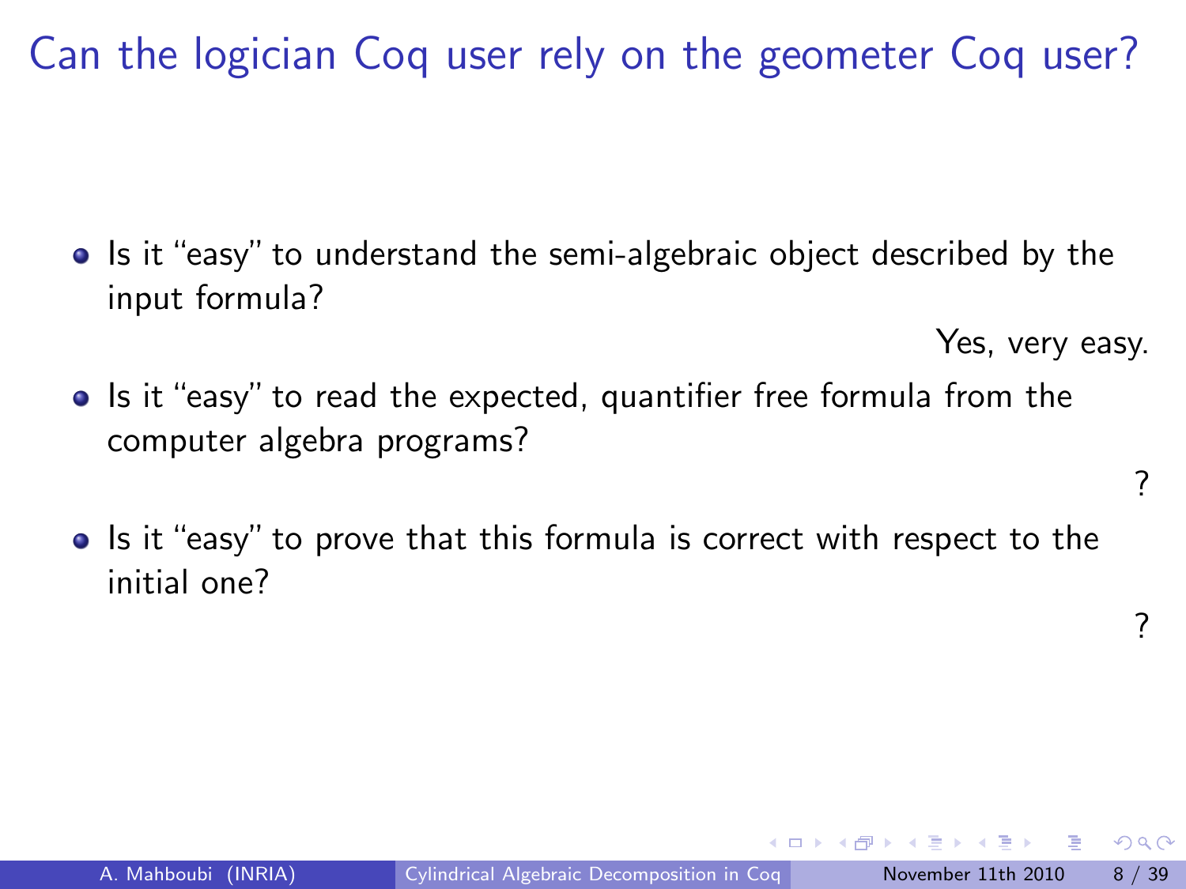# Can the logician Coq user rely on the geometer Coq user?

- Is it "easy" to understand the semi-algebraic object described by the input formula?

  Yes, very easy.

- Is it "easy" to read the expected, quantifier free formula from the computer algebra programs?

  ?

- Is it "easy" to prove that this formula is correct with respect to the initial one?

  ?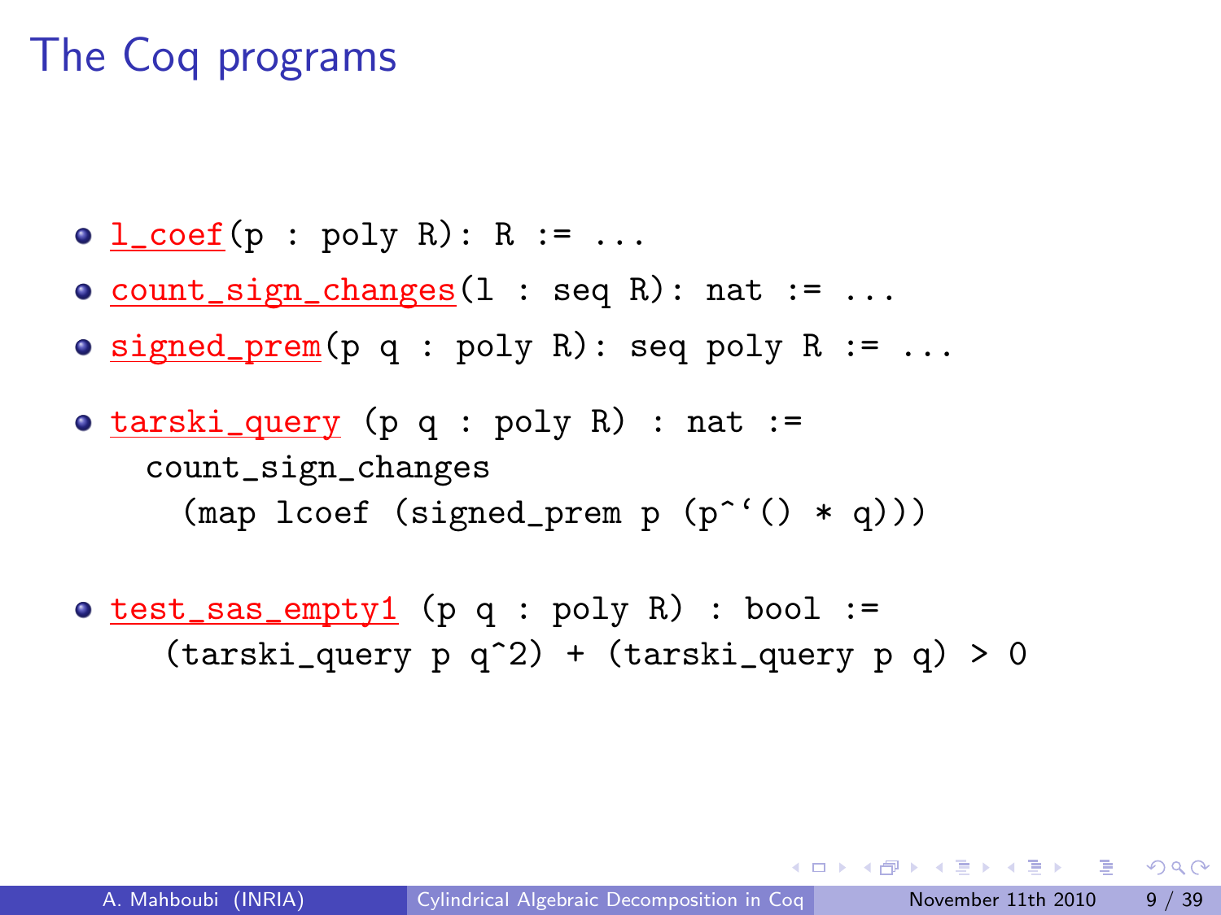# The Coq programs

- `l_coef(p : poly R): R := ...`
- `count_sign_changes(l : seq R): nat := ...`
- `signed_prem(p q : poly R): seq poly R := ...`
- `tarski_query (p q : poly R) : nat :=`
  ```
  count_sign_changes
    (map lcoef (signed_prem p (p^`() * q)))
  ```
- `test_sas_empty1 (p q : poly R) : bool :=`
  ```
  (tarski_query p q^2) + (tarski_query p q) > 0
  ```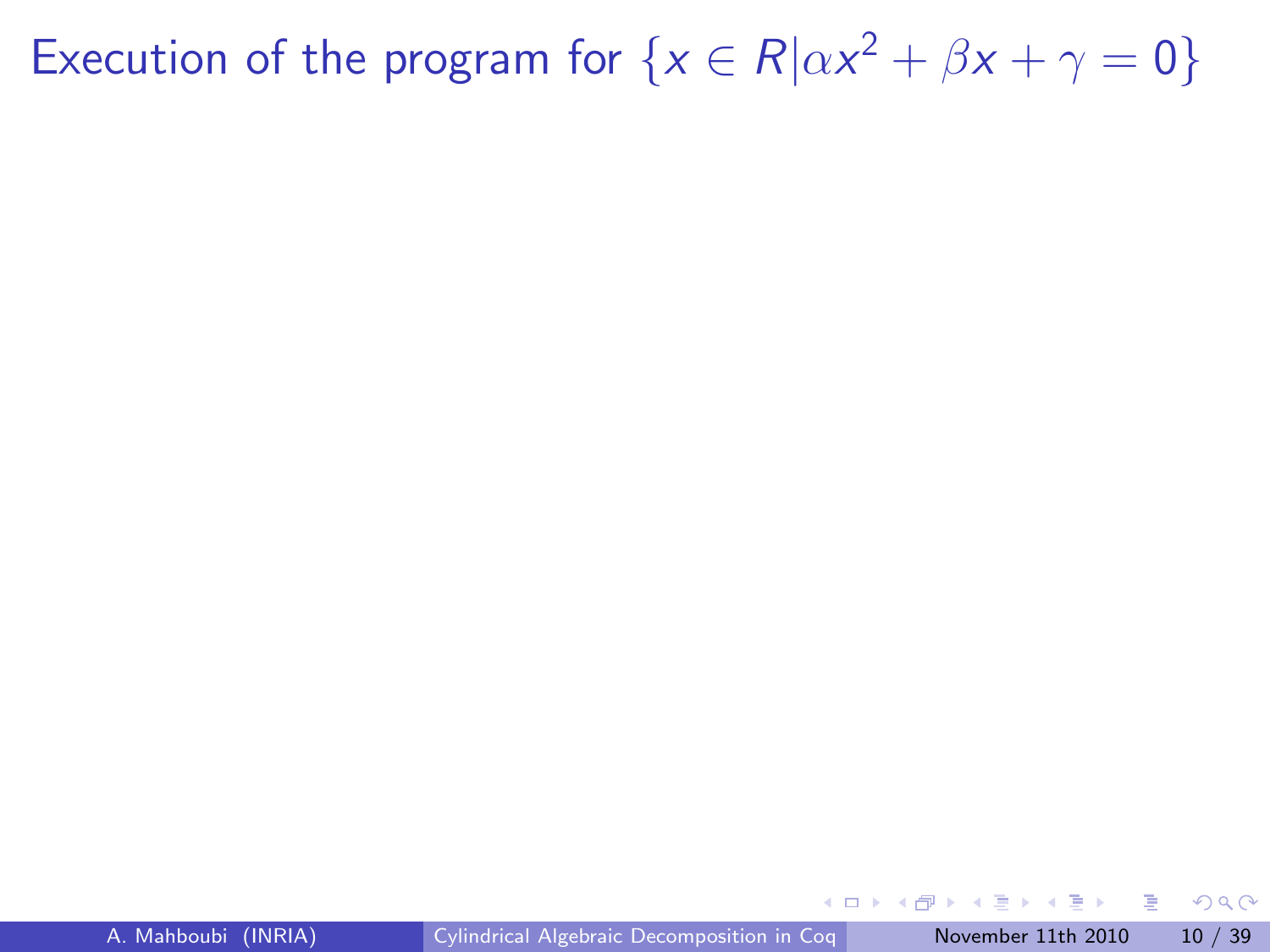# Execution of the program for $\{x \in R | \alpha x^2 + \beta x + \gamma = 0\}$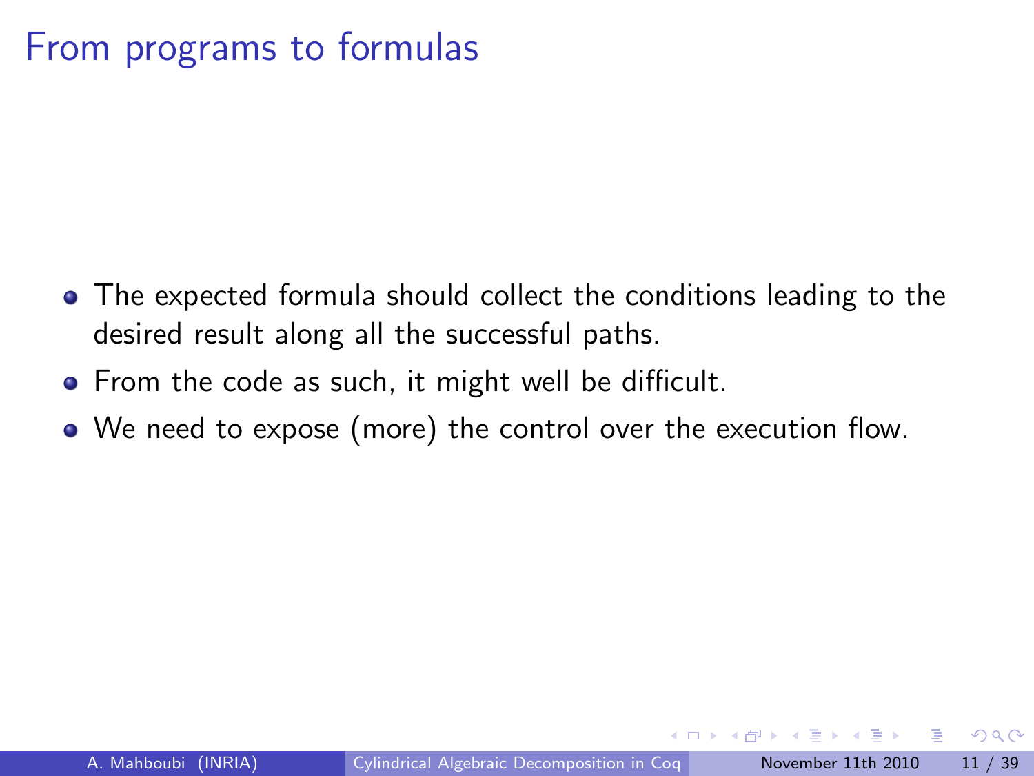# From programs to formulas

- The expected formula should collect the conditions leading to the desired result along all the successful paths.
- From the code as such, it might well be difficult.
- We need to expose (more) the control over the execution flow.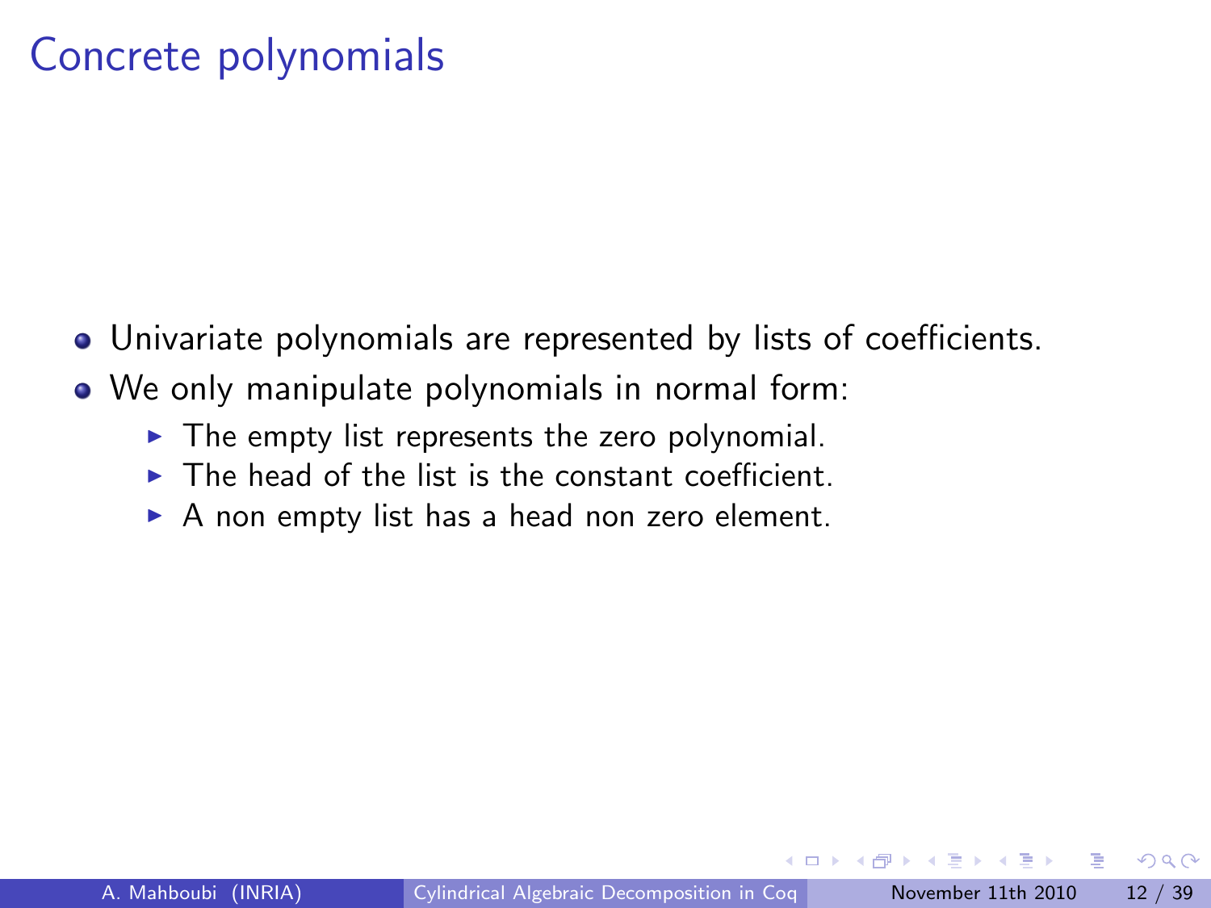# Concrete polynomials

- Univariate polynomials are represented by lists of coefficients.
- We only manipulate polynomials in normal form:
  - The empty list represents the zero polynomial.
  - The head of the list is the constant coefficient.
  - A non empty list has a head non zero element.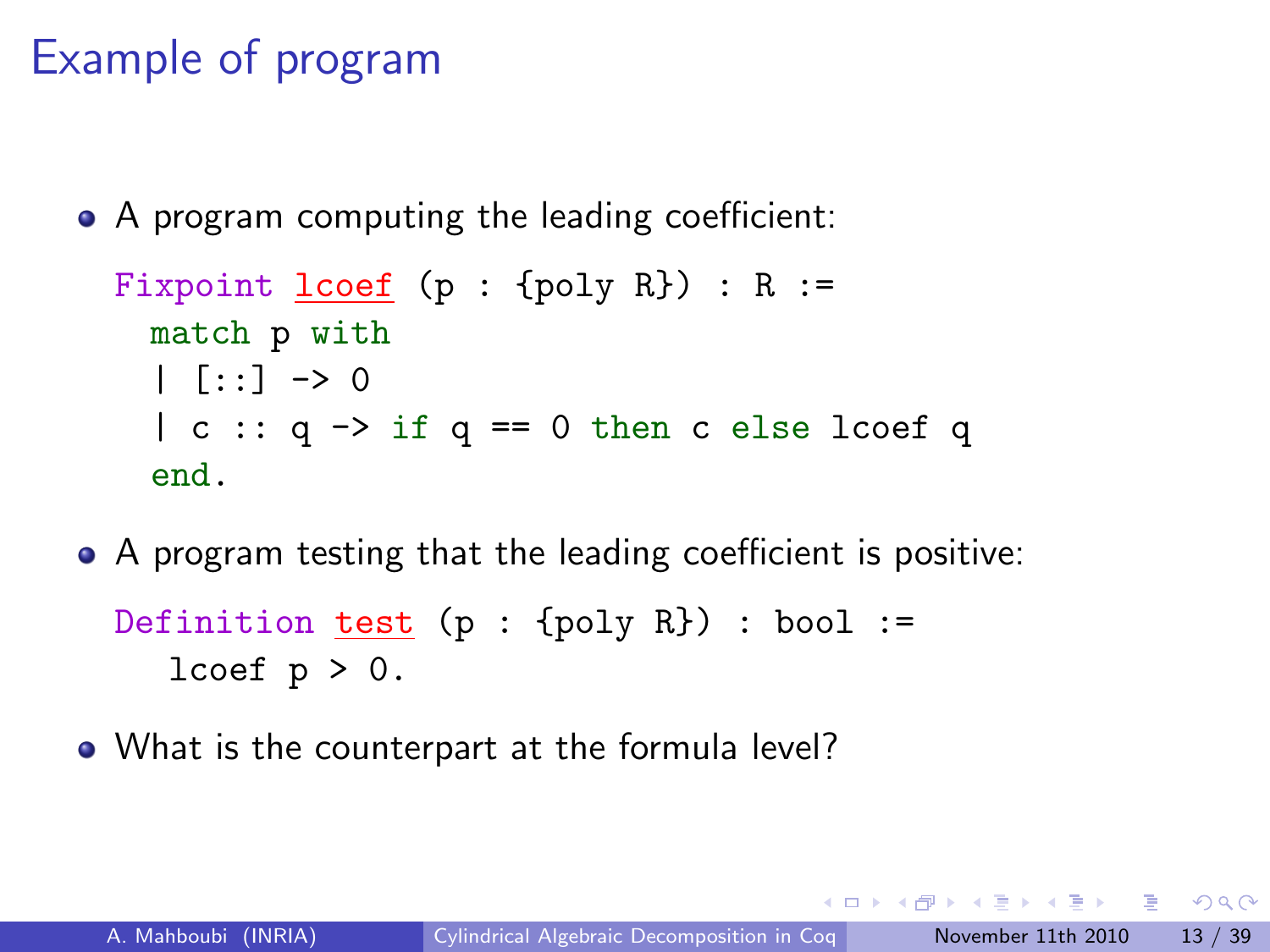# Example of program

- A program computing the leading coefficient:

```
Fixpoint lcoef (p : {poly R}) : R :=
  match p with
  | [::] -> 0
  | c :: q -> if q == 0 then c else lcoef q
  end.
```

- A program testing that the leading coefficient is positive:

```
Definition test (p : {poly R}) : bool :=
   lcoef p > 0.
```

- What is the counterpart at the formula level?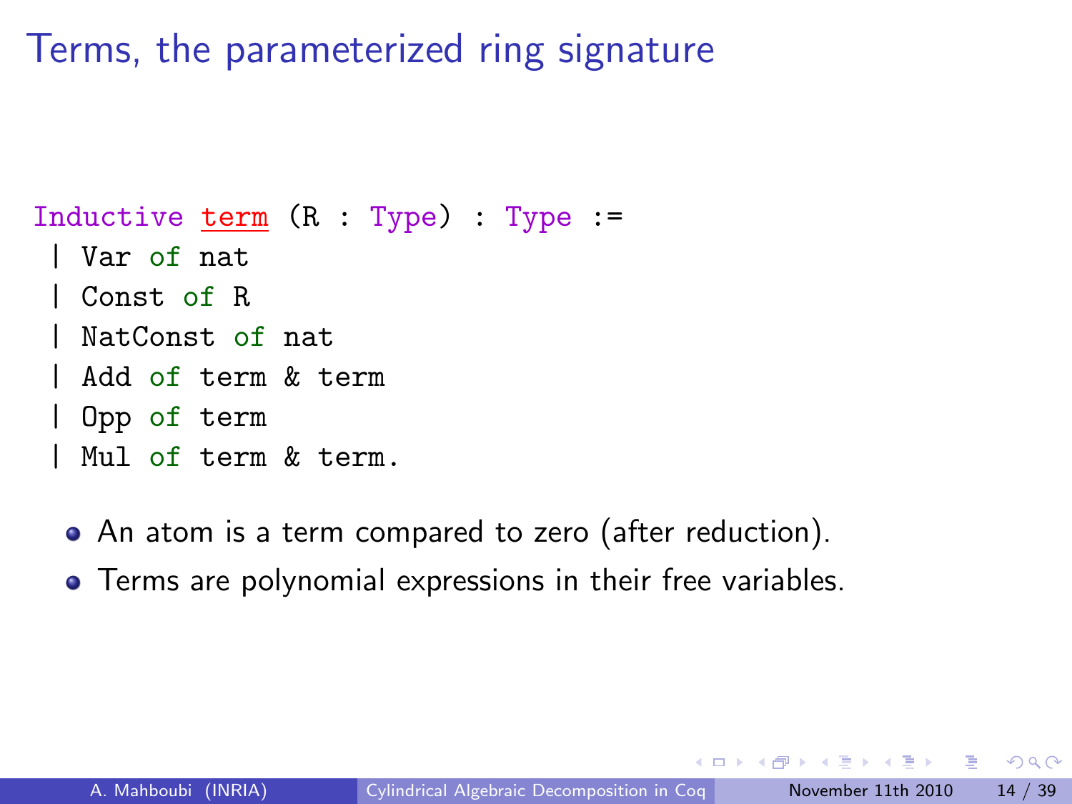# Terms, the parameterized ring signature

```
Inductive term (R : Type) : Type :=
 | Var of nat
 | Const of R
 | NatConst of nat
 | Add of term & term
 | Opp of term
 | Mul of term & term.
```

- An atom is a term compared to zero (after reduction).
- Terms are polynomial expressions in their free variables.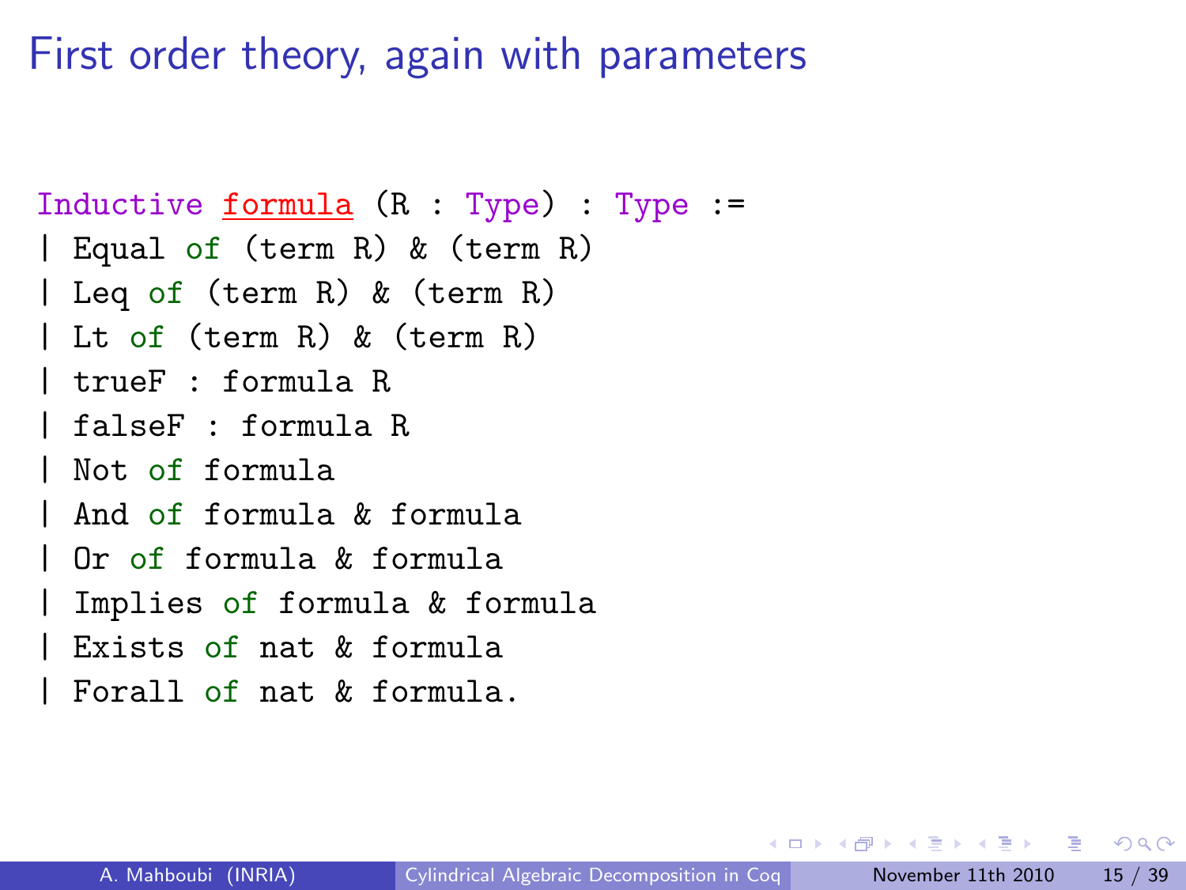# First order theory, again with parameters

```
Inductive formula (R : Type) : Type :=
| Equal of (term R) & (term R)
| Leq of (term R) & (term R)
| Lt of (term R) & (term R)
| trueF : formula R
| falseF : formula R
| Not of formula
| And of formula & formula
| Or of formula & formula
| Implies of formula & formula
| Exists of nat & formula
| Forall of nat & formula.
```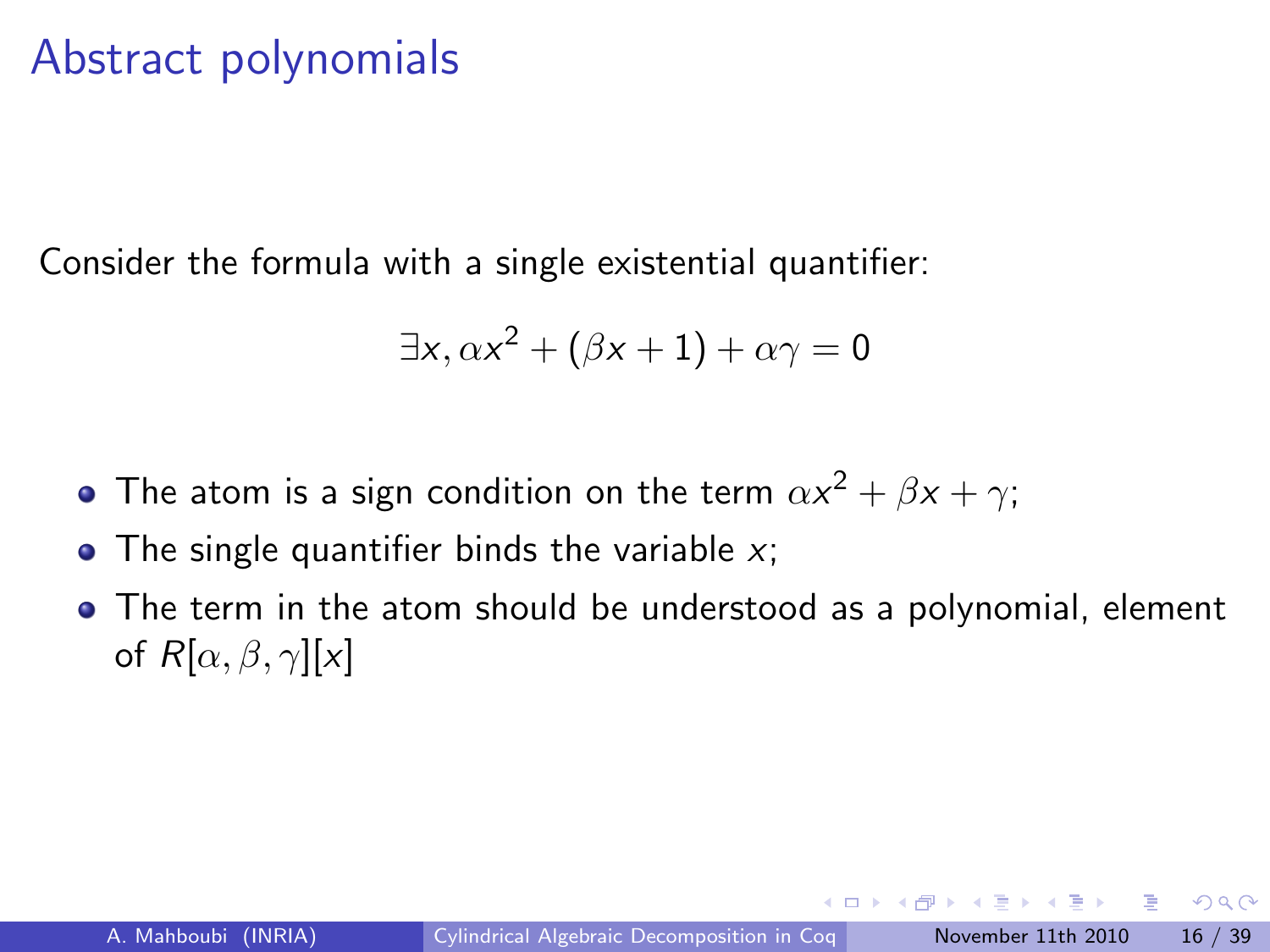# Abstract polynomials

Consider the formula with a single existential quantifier:

$$\exists x, \alpha x^2 + (\beta x + 1) + \alpha\gamma = 0$$

- The atom is a sign condition on the term $\alpha x^2 + \beta x + \gamma$;
- The single quantifier binds the variable $x$;
- The term in the atom should be understood as a polynomial, element of $R[\alpha, \beta, \gamma][x]$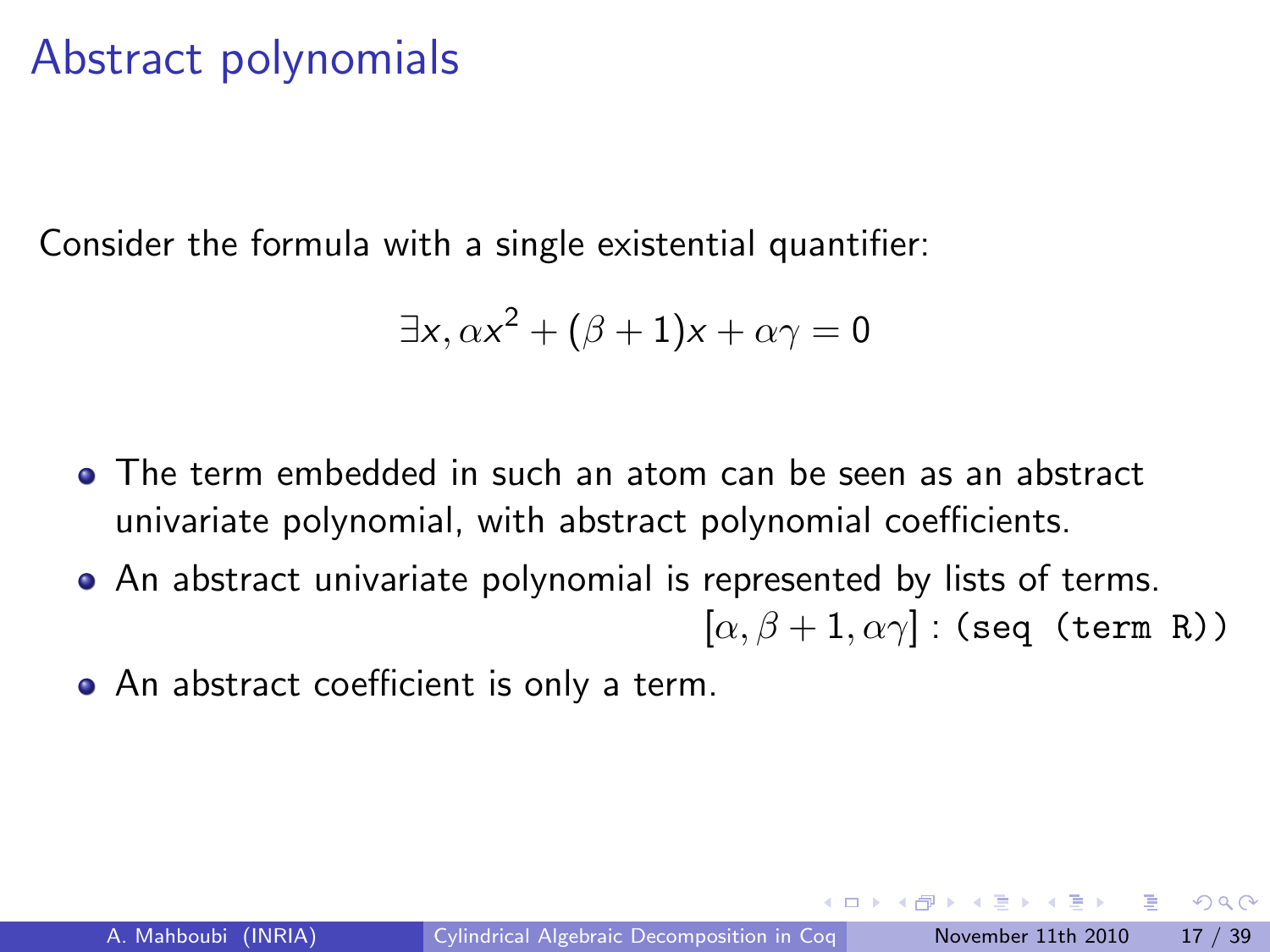# Abstract polynomials

Consider the formula with a single existential quantifier:

$$\exists x, \alpha x^2 + (\beta + 1)x + \alpha\gamma = 0$$

- The term embedded in such an atom can be seen as an abstract univariate polynomial, with abstract polynomial coefficients.
- An abstract univariate polynomial is represented by lists of terms.
  $[\alpha, \beta + 1, \alpha\gamma]$ : `(seq (term R))`
- An abstract coefficient is only a term.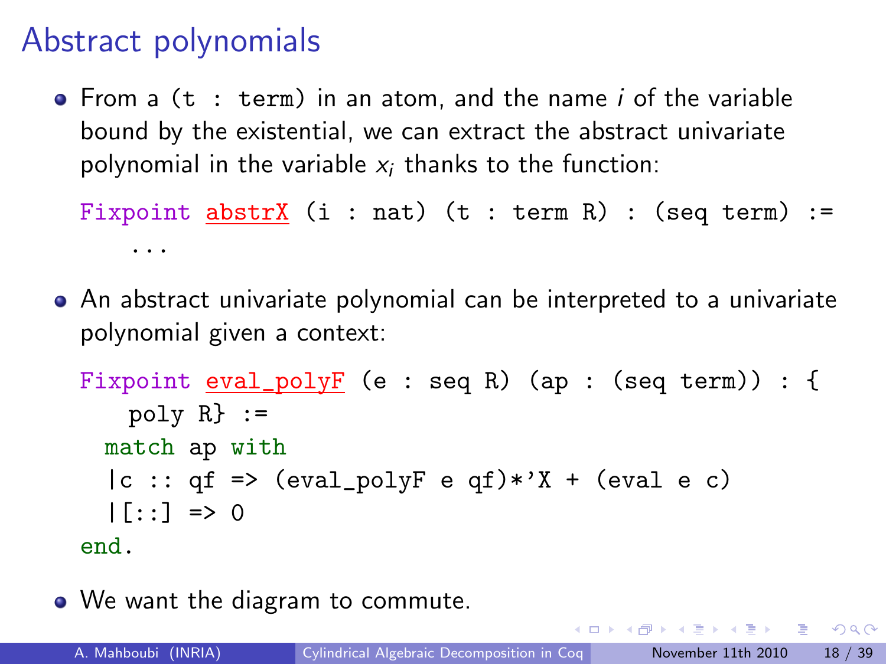# Abstract polynomials

- From a `(t : term)` in an atom, and the name $i$ of the variable bound by the existential, we can extract the abstract univariate polynomial in the variable $x_i$ thanks to the function:

```
Fixpoint abstrX (i : nat) (t : term R) : (seq term) :=
    ...
```

- An abstract univariate polynomial can be interpreted to a univariate polynomial given a context:

```
Fixpoint eval_polyF (e : seq R) (ap : (seq term)) : {
    poly R} :=
  match ap with
  |c :: qf => (eval_polyF e qf)*'X + (eval e c)
  |[::] => 0
end.
```

- We want the diagram to commute.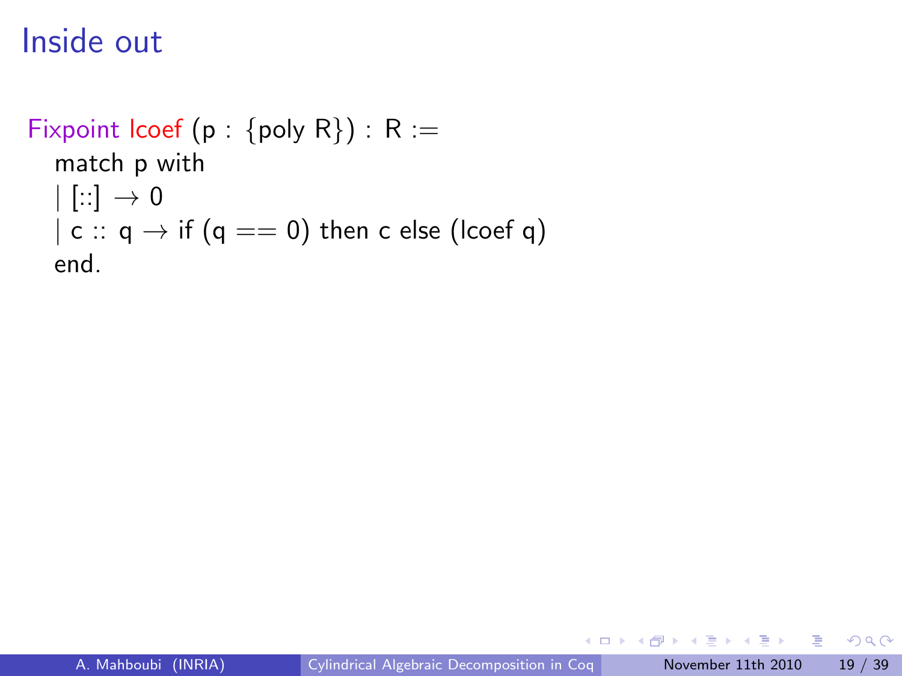# Inside out

```
Fixpoint lcoef (p : {poly R}) : R :=
  match p with
  | [::] → 0
  | c :: q → if (q == 0) then c else (lcoef q)
  end.
```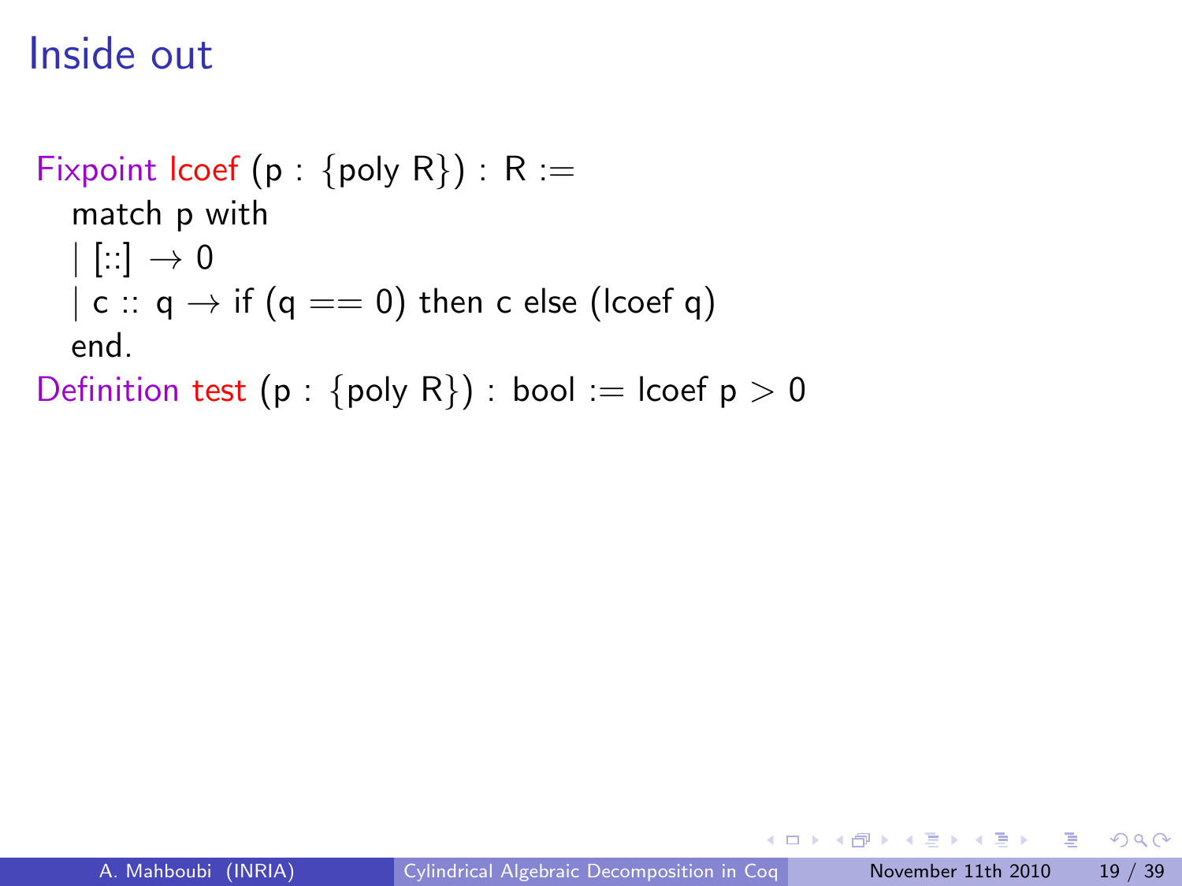# Inside out

```
Fixpoint lcoef (p : {poly R}) : R :=
  match p with
  | [::] → 0
  | c :: q → if (q == 0) then c else (lcoef q)
  end.
Definition test (p : {poly R}) : bool := lcoef p > 0
```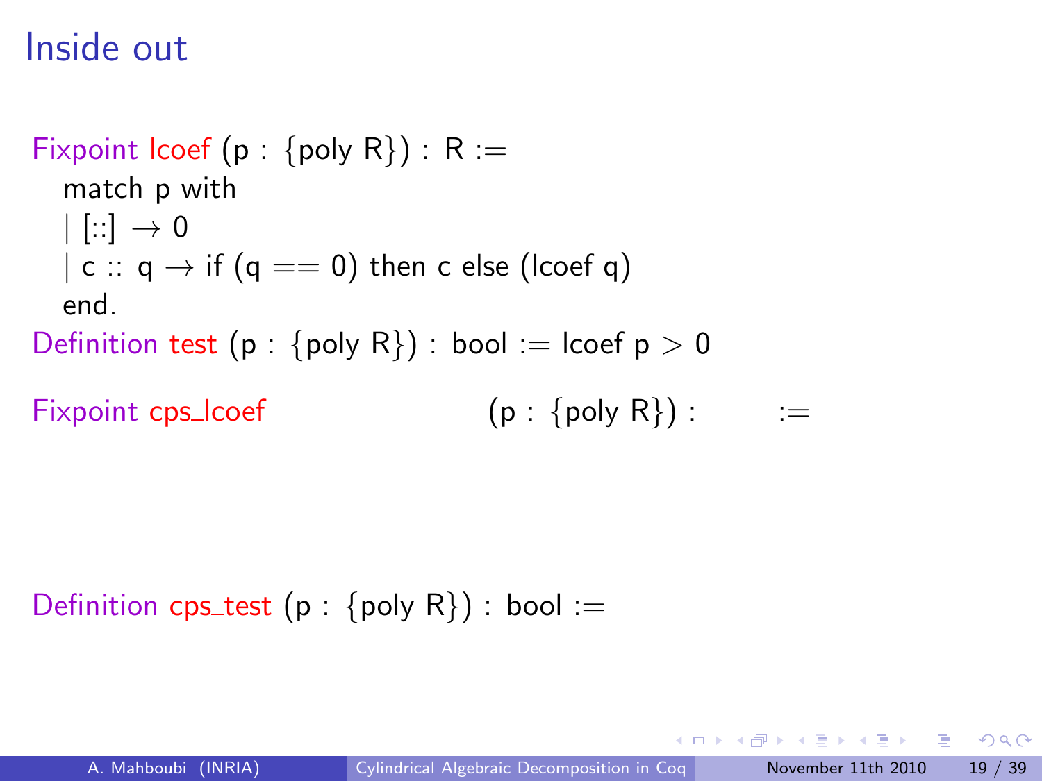# Inside out

```
Fixpoint lcoef (p : {poly R}) : R :=
  match p with
  | [::] → 0
  | c :: q → if (q == 0) then c else (lcoef q)
  end.
Definition test (p : {poly R}) : bool := lcoef p > 0

Fixpoint cps_lcoef                    (p : {poly R}) :       :=




Definition cps_test (p : {poly R}) : bool :=
```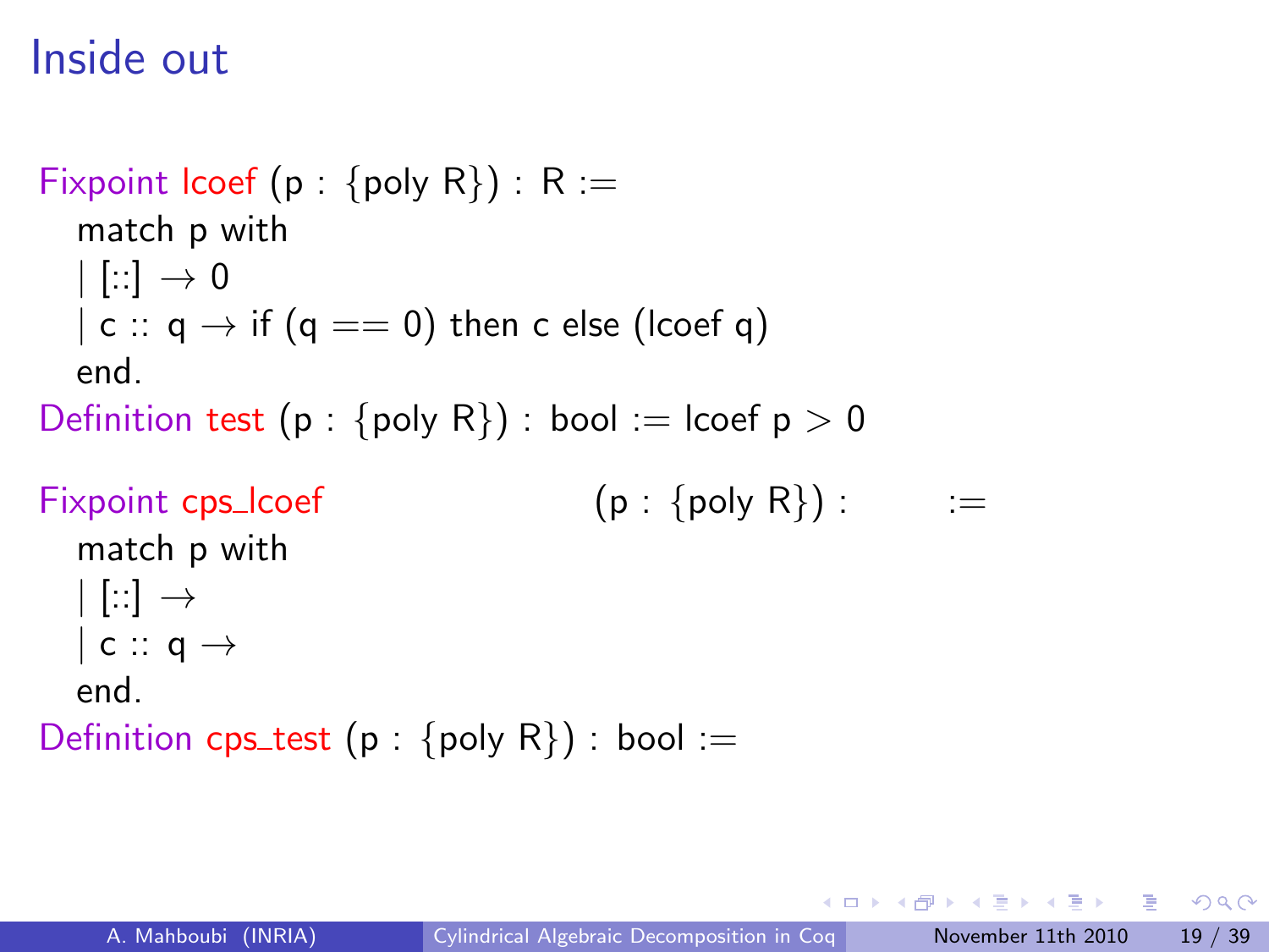# Inside out

```
Fixpoint lcoef (p : {poly R}) : R :=
  match p with
  | [::] → 0
  | c :: q → if (q == 0) then c else (lcoef q)
  end.
Definition test (p : {poly R}) : bool := lcoef p > 0

Fixpoint cps_lcoef                    (p : {poly R}) :        :=
  match p with
  | [::] →
  | c :: q →
  end.
Definition cps_test (p : {poly R}) : bool :=
```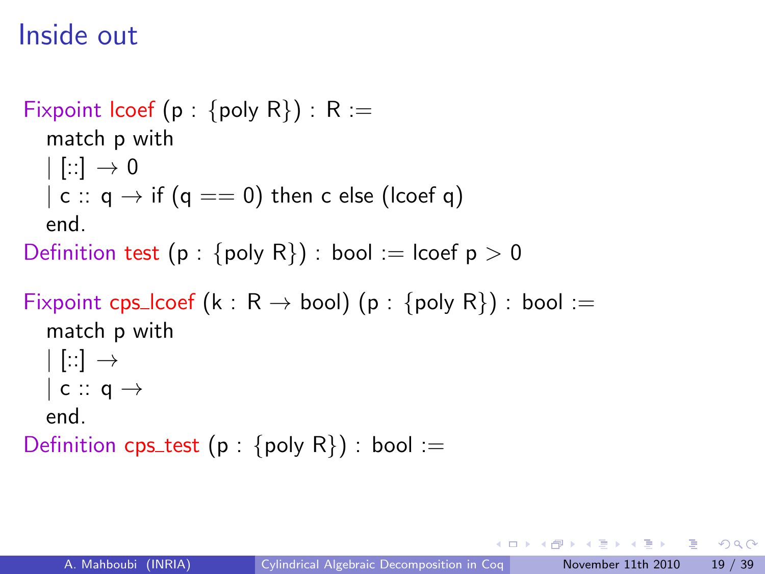# Inside out

```
Fixpoint lcoef (p : {poly R}) : R :=
  match p with
  | [::] → 0
  | c :: q → if (q == 0) then c else (lcoef q)
  end.
Definition test (p : {poly R}) : bool := lcoef p > 0

Fixpoint cps_lcoef (k : R → bool) (p : {poly R}) : bool :=
  match p with
  | [::] →
  | c :: q →
  end.
Definition cps_test (p : {poly R}) : bool :=
```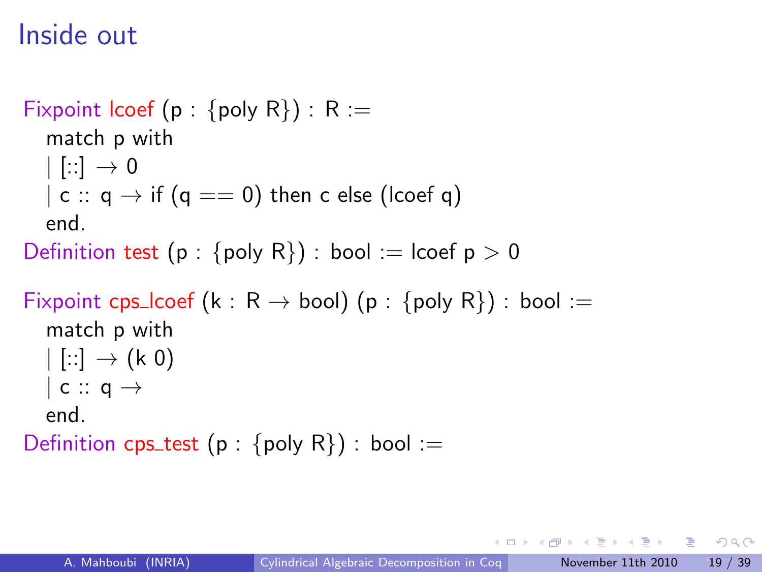# Inside out

```
Fixpoint lcoef (p : {poly R}) : R :=
  match p with
  | [::] → 0
  | c :: q → if (q == 0) then c else (lcoef q)
  end.
Definition test (p : {poly R}) : bool := lcoef p > 0

Fixpoint cps_lcoef (k : R → bool) (p : {poly R}) : bool :=
  match p with
  | [::] → (k 0)
  | c :: q →
  end.
Definition cps_test (p : {poly R}) : bool :=
```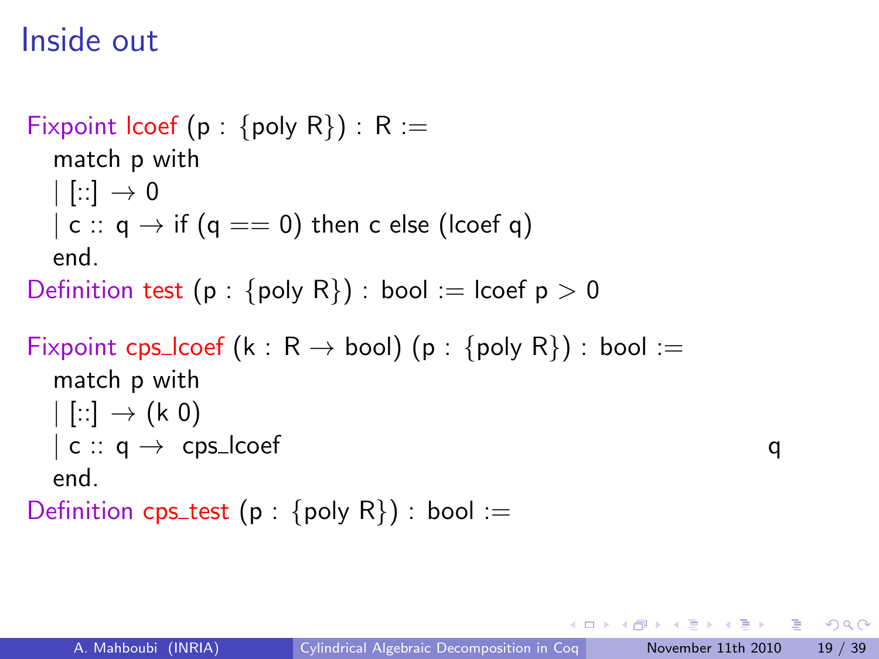# Inside out

```
Fixpoint lcoef (p : {poly R}) : R :=
  match p with
  | [::] → 0
  | c :: q → if (q == 0) then c else (lcoef q)
  end.
Definition test (p : {poly R}) : bool := lcoef p > 0

Fixpoint cps_lcoef (k : R → bool) (p : {poly R}) : bool :=
  match p with
  | [::] → (k 0)
  | c :: q → cps_lcoef                                    q
  end.
Definition cps_test (p : {poly R}) : bool :=
```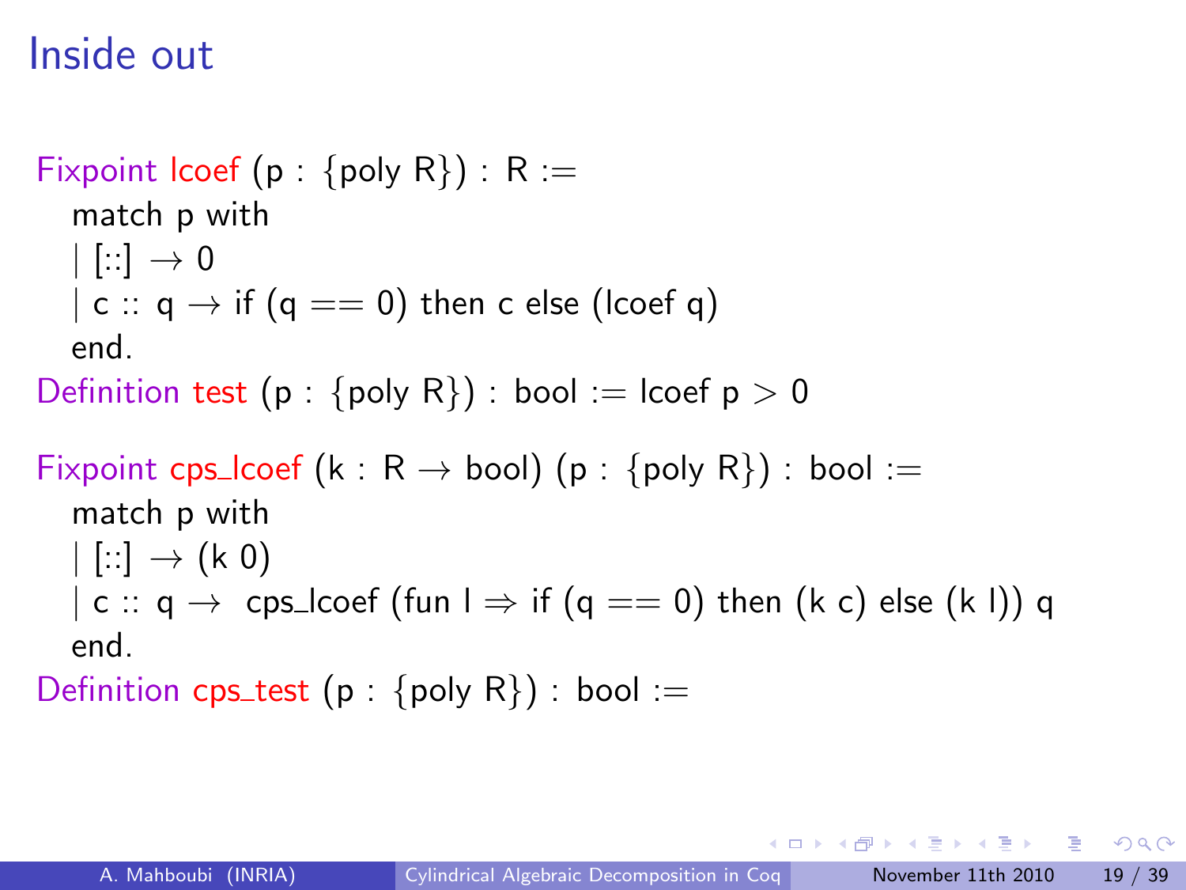# Inside out

```
Fixpoint lcoef (p : {poly R}) : R :=
  match p with
  | [::] → 0
  | c :: q → if (q == 0) then c else (lcoef q)
  end.
Definition test (p : {poly R}) : bool := lcoef p > 0

Fixpoint cps_lcoef (k : R → bool) (p : {poly R}) : bool :=
  match p with
  | [::] → (k 0)
  | c :: q → cps_lcoef (fun l ⇒ if (q == 0) then (k c) else (k l)) q
  end.
Definition cps_test (p : {poly R}) : bool :=
```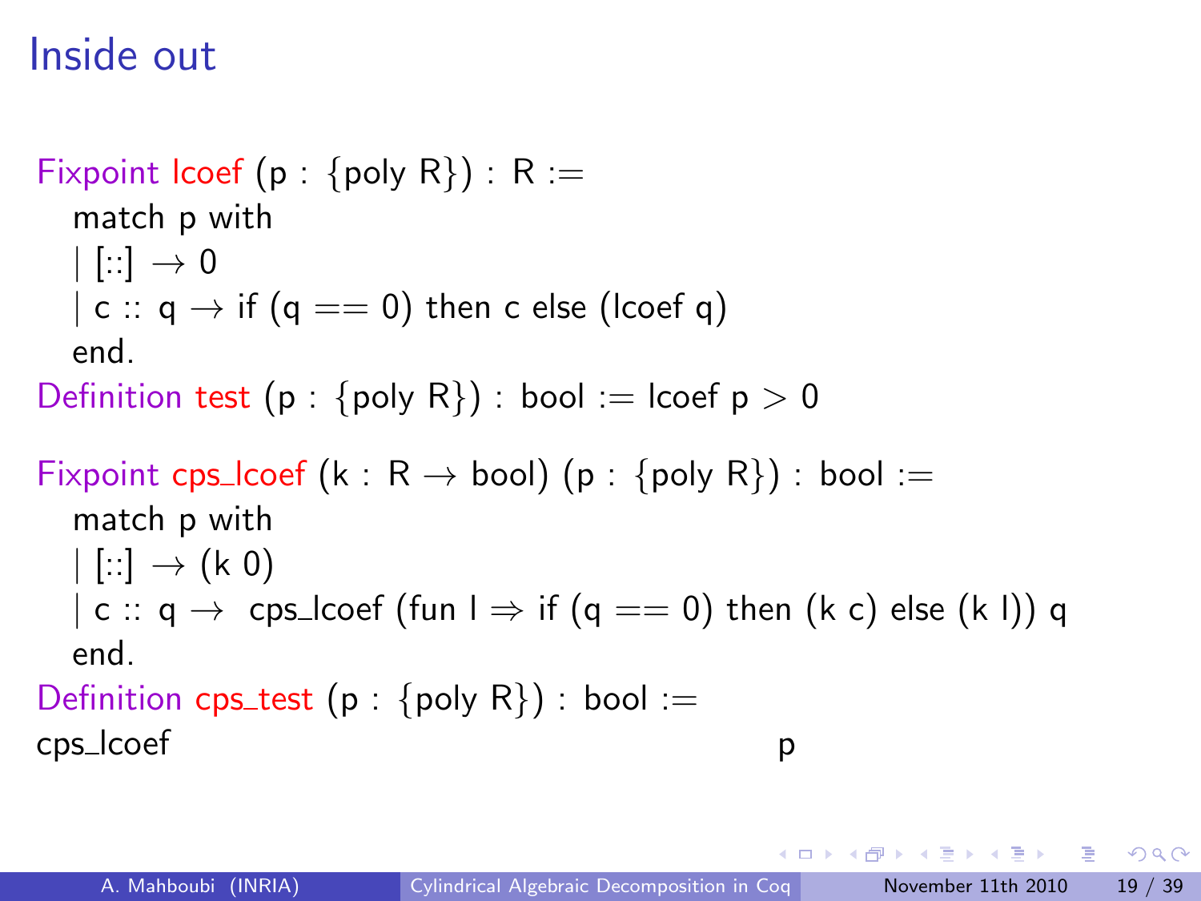# Inside out

```
Fixpoint lcoef (p : {poly R}) : R :=
  match p with
  | [::] → 0
  | c :: q → if (q == 0) then c else (lcoef q)
  end.
Definition test (p : {poly R}) : bool := lcoef p > 0

Fixpoint cps_lcoef (k : R → bool) (p : {poly R}) : bool :=
  match p with
  | [::] → (k 0)
  | c :: q →  cps_lcoef (fun l ⇒ if (q == 0) then (k c) else (k l)) q
  end.
Definition cps_test (p : {poly R}) : bool :=
cps_lcoef                                          p
```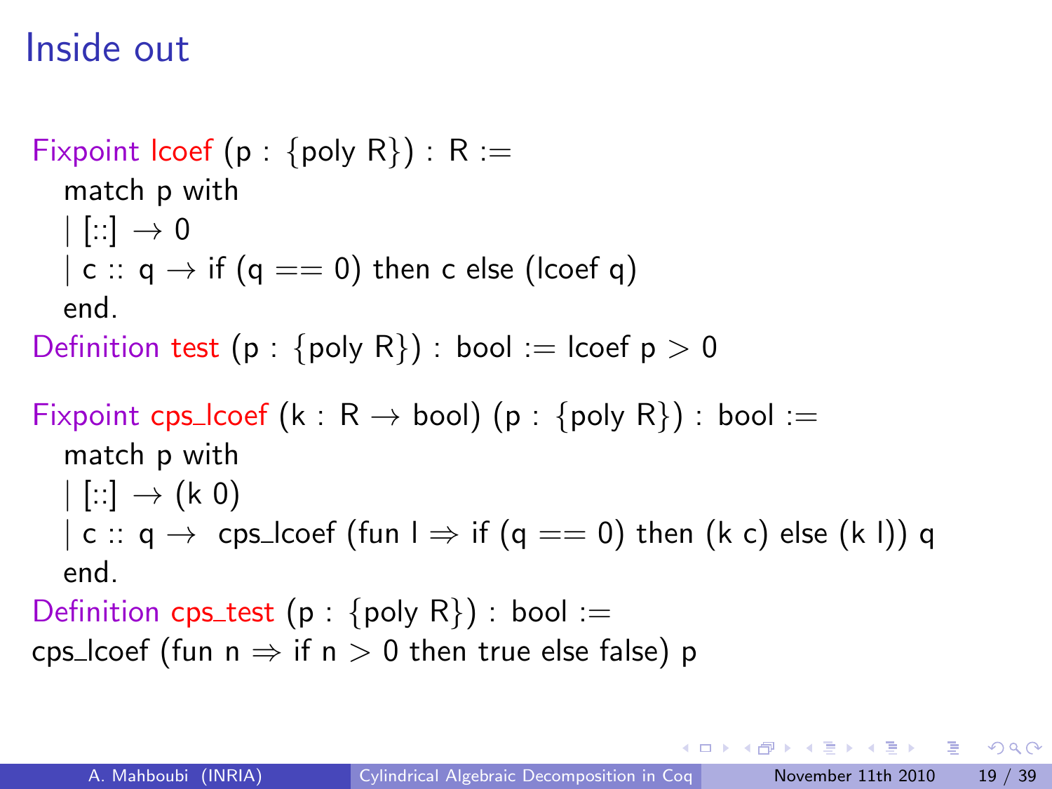# Inside out

```
Fixpoint lcoef (p : {poly R}) : R :=
  match p with
  | [::] → 0
  | c :: q → if (q == 0) then c else (lcoef q)
  end.
Definition test (p : {poly R}) : bool := lcoef p > 0

Fixpoint cps_lcoef (k : R → bool) (p : {poly R}) : bool :=
  match p with
  | [::] → (k 0)
  | c :: q →  cps_lcoef (fun l ⇒ if (q == 0) then (k c) else (k l)) q
  end.
Definition cps_test (p : {poly R}) : bool :=
cps_lcoef (fun n ⇒ if n > 0 then true else false) p
```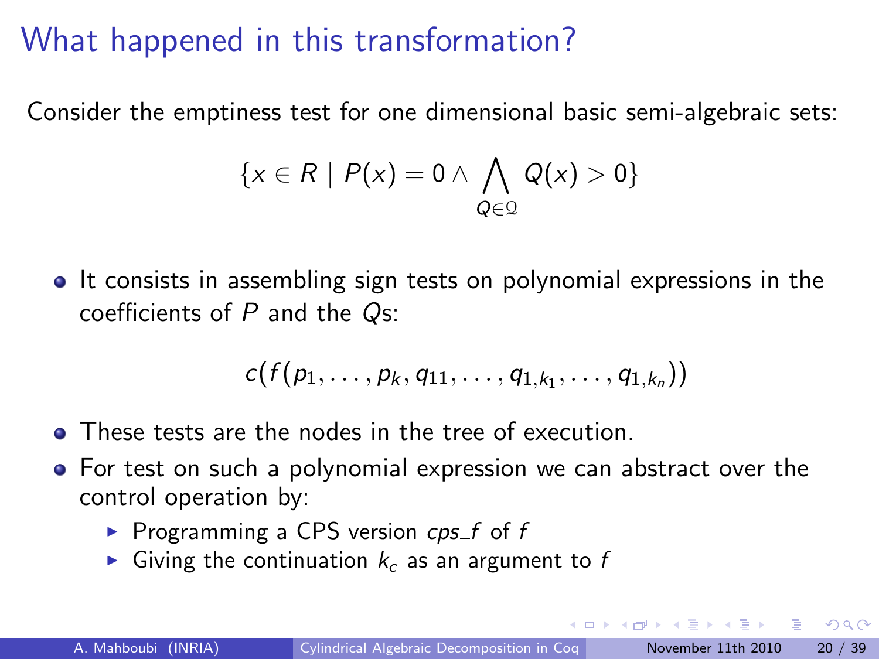# What happened in this transformation?

Consider the emptiness test for one dimensional basic semi-algebraic sets:

$$\{x \in R \mid P(x) = 0 \wedge \bigwedge_{Q \in \mathcal{Q}} Q(x) > 0\}$$

- It consists in assembling sign tests on polynomial expressions in the coefficients of $P$ and the $Q$s:

$$c(f(p_1, \ldots, p_k, q_{11}, \ldots, q_{1,k_1}, \ldots, q_{1,k_n}))$$

- These tests are the nodes in the tree of execution.
- For test on such a polynomial expression we can abstract over the control operation by:
  - Programming a CPS version $cps\_f$ of $f$
  - Giving the continuation $k_c$ as an argument to $f$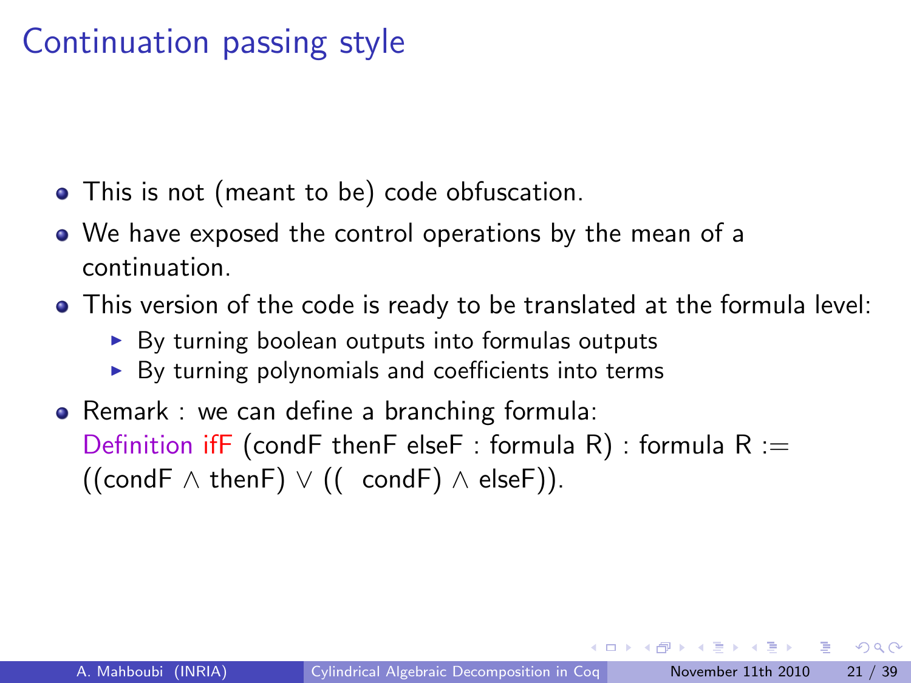# Continuation passing style

- This is not (meant to be) code obfuscation.
- We have exposed the control operations by the mean of a continuation.
- This version of the code is ready to be translated at the formula level:
  - By turning boolean outputs into formulas outputs
  - By turning polynomials and coefficients into terms
- Remark : we can define a branching formula:

```
Definition ifF (condF thenF elseF : formula R) : formula R :=
((condF ∧ thenF) ∨ (( condF) ∧ elseF)).
```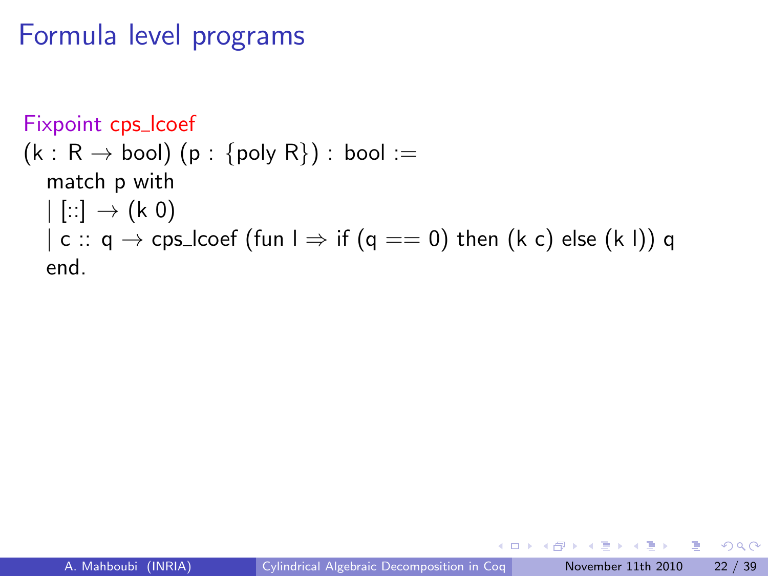# Formula level programs

```
Fixpoint cps_lcoef
(k : R → bool) (p : {poly R}) : bool :=
  match p with
  | [::] → (k 0)
  | c :: q → cps_lcoef (fun l ⇒ if (q == 0) then (k c) else (k l)) q
  end.
```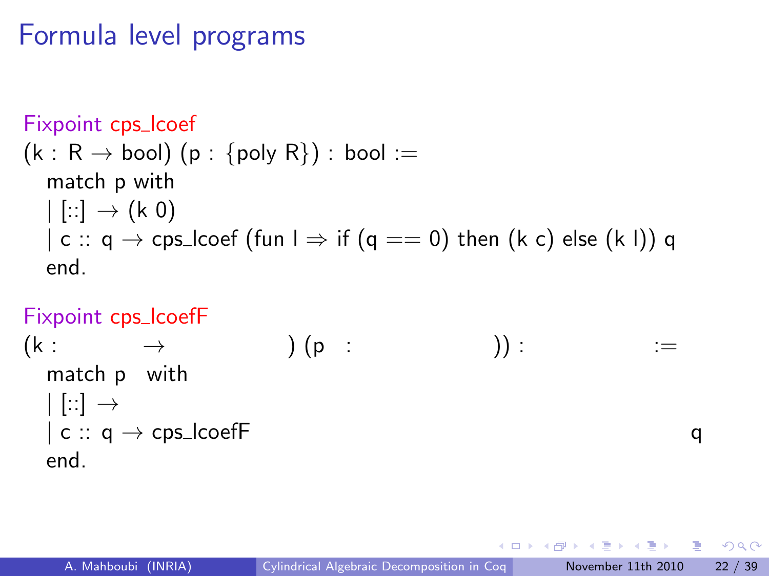# Formula level programs

```
Fixpoint cps_lcoef
(k : R → bool) (p : {poly R}) : bool :=
  match p with
  | [::] → (k 0)
  | c :: q → cps_lcoef (fun l ⇒ if (q == 0) then (k c) else (k l)) q
  end.
```

```
Fixpoint cps_lcoefF
(k :          →              ) (p   :              )) :              :=
  match p   with
  | [::] →
  | c :: q → cps_lcoefF                                               q
  end.
```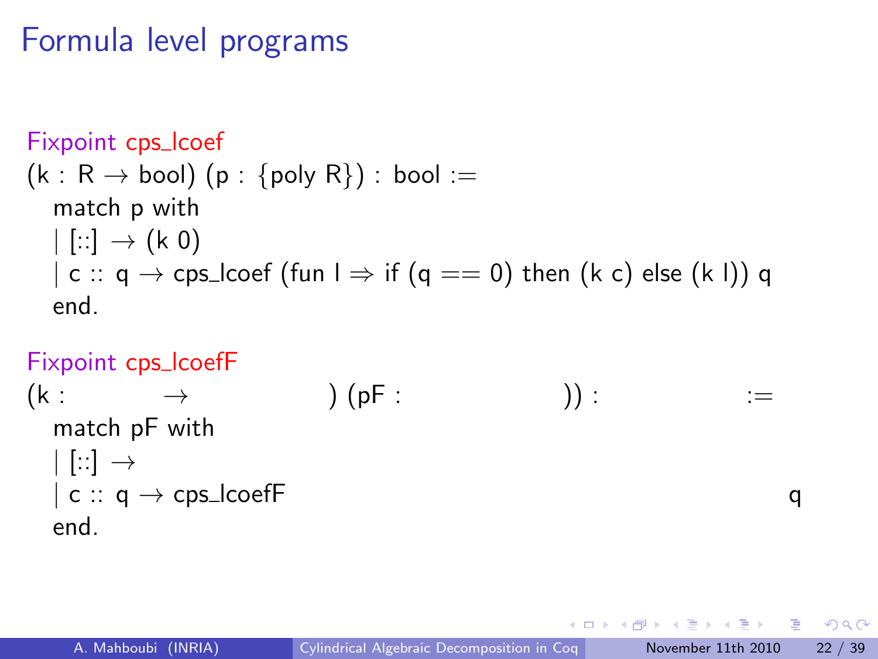# Formula level programs

```
Fixpoint cps_lcoef
(k : R → bool) (p : {poly R}) : bool :=
  match p with
  | [::] → (k 0)
  | c :: q → cps_lcoef (fun l ⇒ if (q == 0) then (k c) else (k l)) q
  end.
```

```
Fixpoint cps_lcoefF
(k :          →              ) (pF :              )) :              :=
  match pF with
  | [::] →
  | c :: q → cps_lcoefF                                               q
  end.
```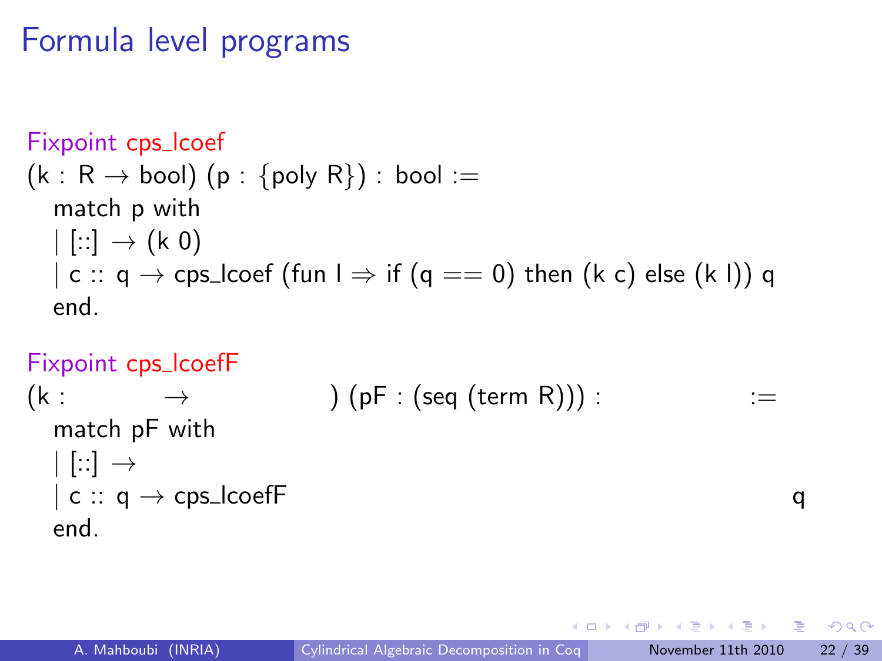# Formula level programs

```
Fixpoint cps_lcoef
(k : R → bool) (p : {poly R}) : bool :=
  match p with
  | [::] → (k 0)
  | c :: q → cps_lcoef (fun l ⇒ if (q == 0) then (k c) else (k l)) q
  end.
```

```
Fixpoint cps_lcoefF
(k :          →                ) (pF : (seq (term R))) :              :=
  match pF with
  | [::] →
  | c :: q → cps_lcoefF                                                q
  end.
```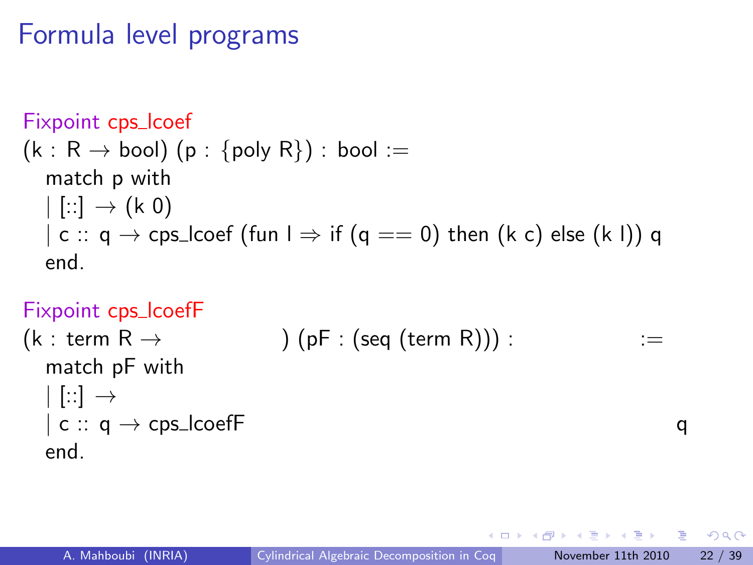# Formula level programs

```
Fixpoint cps_lcoef
(k : R → bool) (p : {poly R}) : bool :=
  match p with
  | [::] → (k 0)
  | c :: q → cps_lcoef (fun l ⇒ if (q == 0) then (k c) else (k l)) q
  end.

Fixpoint cps_lcoefF
(k : term R →                    ) (pF : (seq (term R))) :                :=
  match pF with
  | [::] →
  | c :: q → cps_lcoefF                                                     q
  end.
```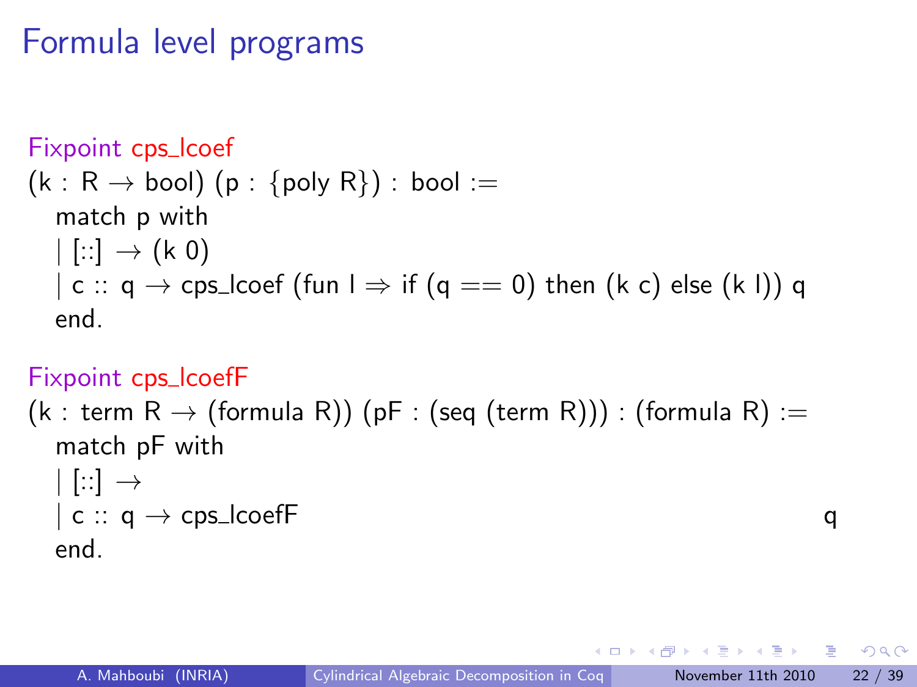# Formula level programs

```
Fixpoint cps_lcoef
(k : R → bool) (p : {poly R}) : bool :=
  match p with
  | [::] → (k 0)
  | c :: q → cps_lcoef (fun l ⇒ if (q == 0) then (k c) else (k l)) q
  end.
```

```
Fixpoint cps_lcoefF
(k : term R → (formula R)) (pF : (seq (term R))) : (formula R) :=
  match pF with
  | [::] →
  | c :: q → cps_lcoefF                                        q
  end.
```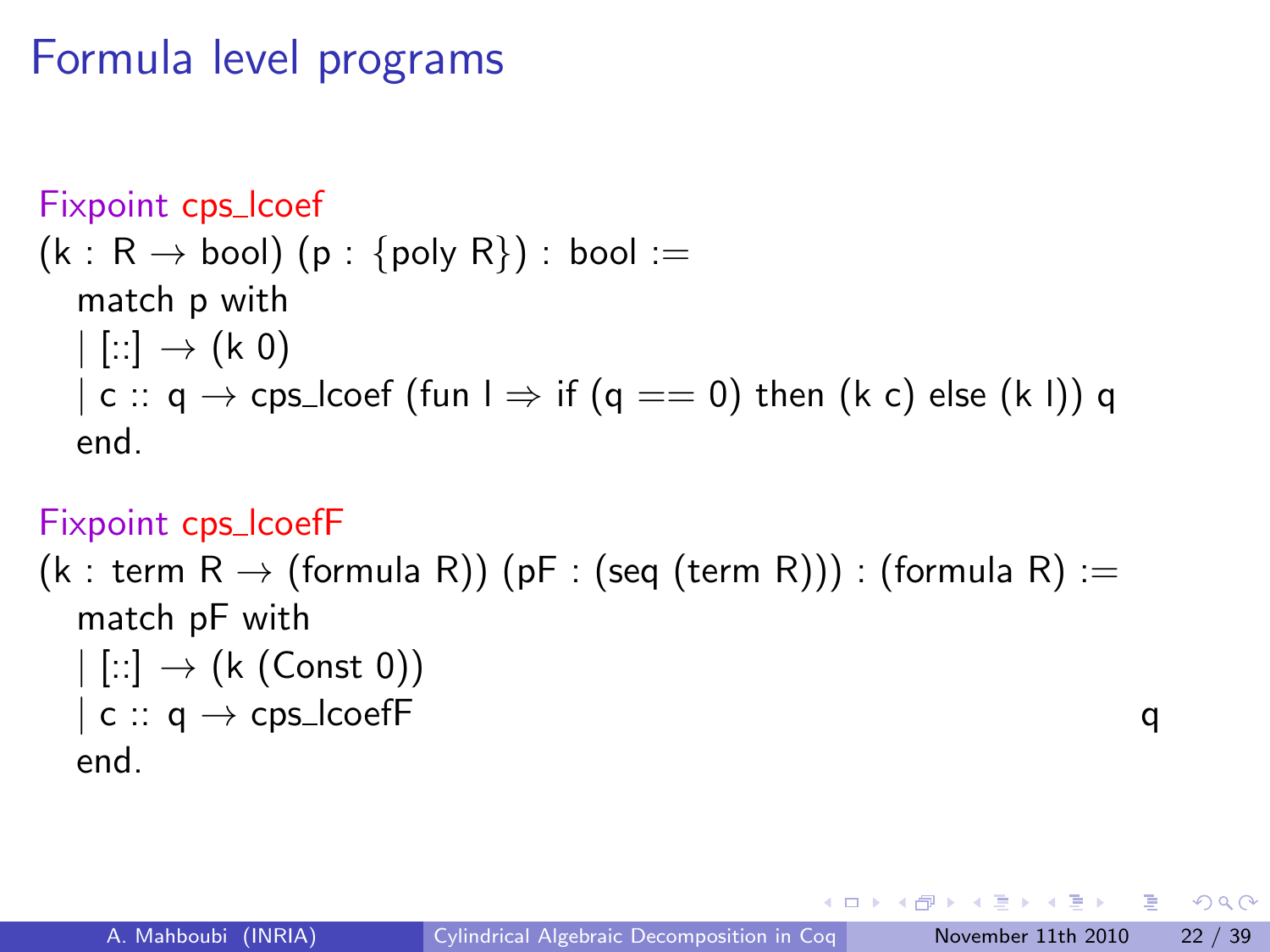# Formula level programs

```
Fixpoint cps_lcoef
(k : R → bool) (p : {poly R}) : bool :=
  match p with
  | [::] → (k 0)
  | c :: q → cps_lcoef (fun l ⇒ if (q == 0) then (k c) else (k l)) q
  end.
```

```
Fixpoint cps_lcoefF
(k : term R → (formula R)) (pF : (seq (term R))) : (formula R) :=
  match pF with
  | [::] → (k (Const 0))
  | c :: q → cps_lcoefF                                                    q
  end.
```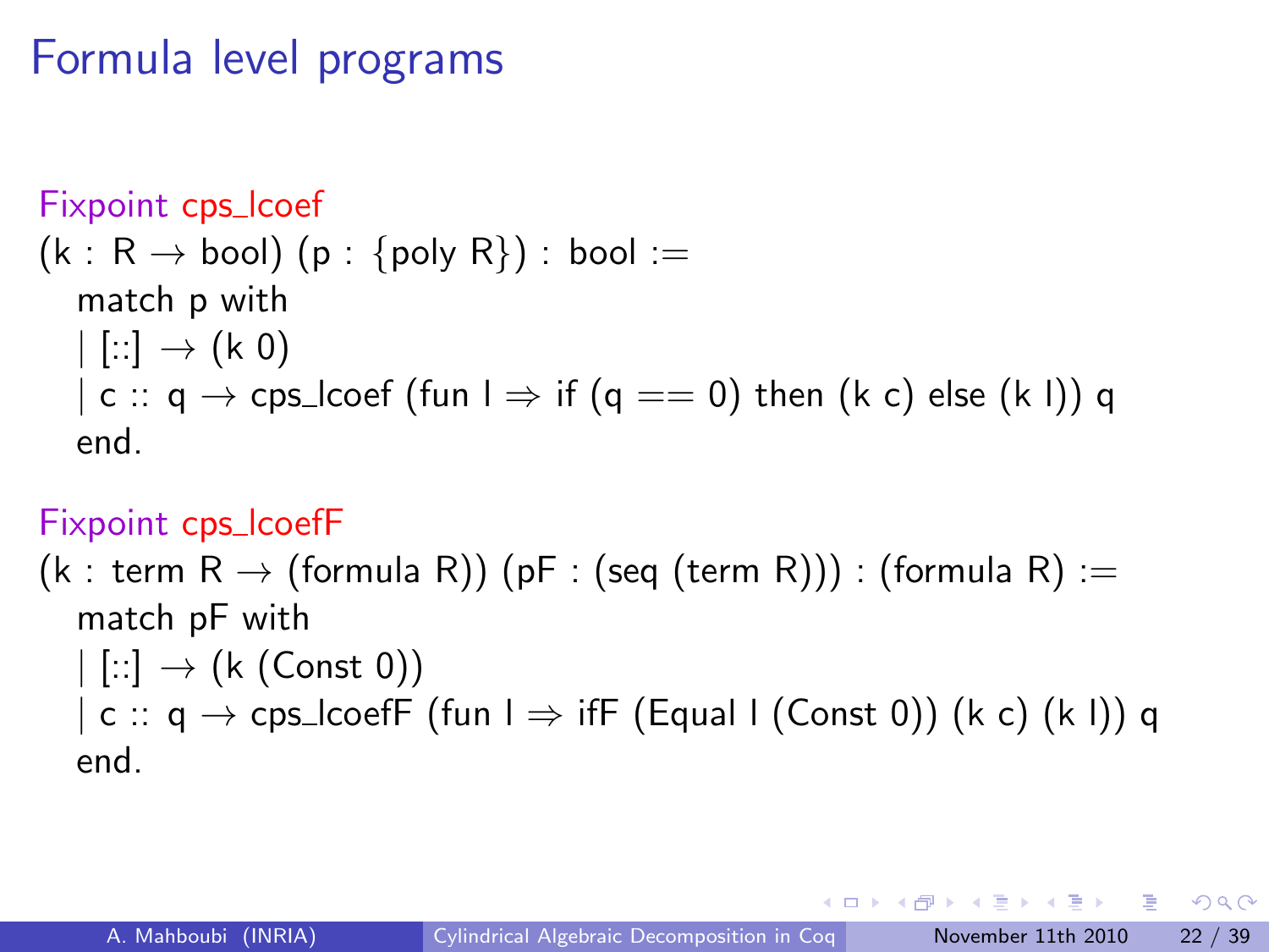# Formula level programs

```
Fixpoint cps_lcoef
(k : R → bool) (p : {poly R}) : bool :=
  match p with
  | [::] → (k 0)
  | c :: q → cps_lcoef (fun l ⇒ if (q == 0) then (k c) else (k l)) q
  end.
```

```
Fixpoint cps_lcoefF
(k : term R → (formula R)) (pF : (seq (term R))) : (formula R) :=
  match pF with
  | [::] → (k (Const 0))
  | c :: q → cps_lcoefF (fun l ⇒ ifF (Equal l (Const 0)) (k c) (k l)) q
  end.
```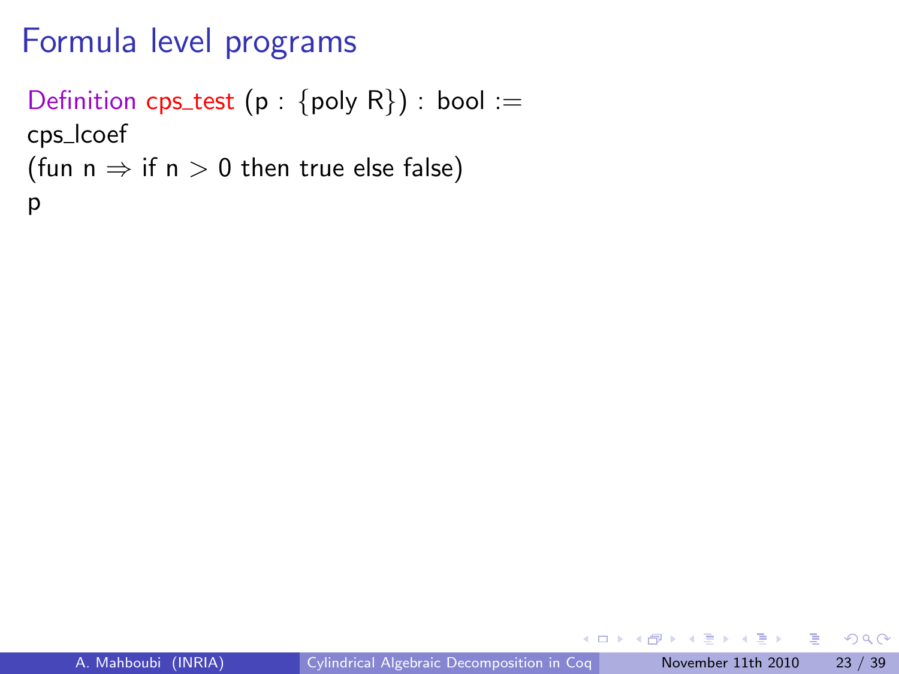# Formula level programs

```
Definition cps_test (p : {poly R}) : bool :=
cps_lcoef
(fun n => if n > 0 then true else false)
p
```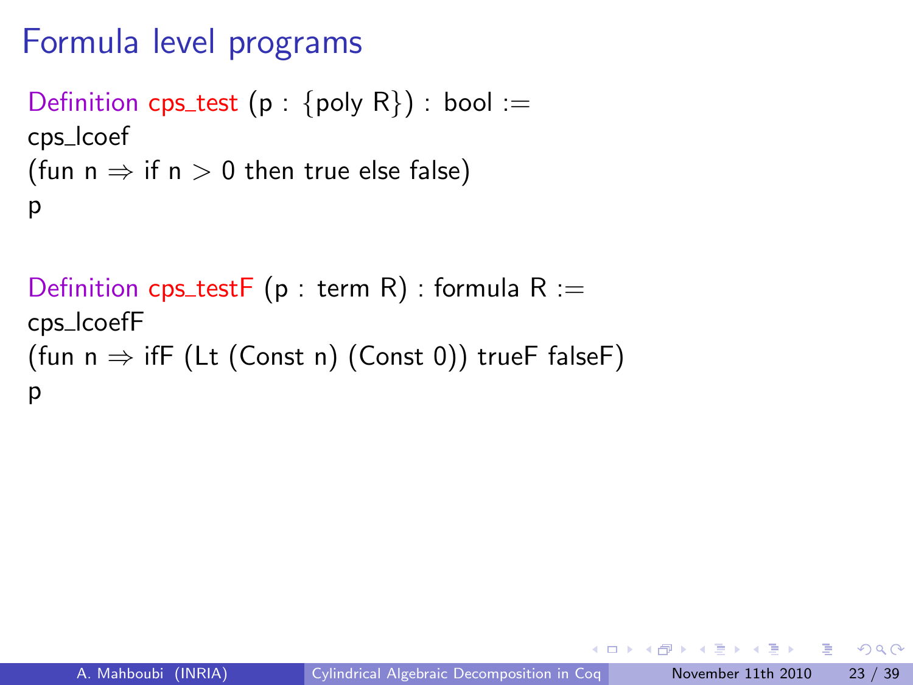# Formula level programs

```
Definition cps_test (p : {poly R}) : bool :=
cps_lcoef
(fun n ⇒ if n > 0 then true else false)
p
```

```
Definition cps_testF (p : term R) : formula R :=
cps_lcoefF
(fun n ⇒ ifF (Lt (Const n) (Const 0)) trueF falseF)
p
```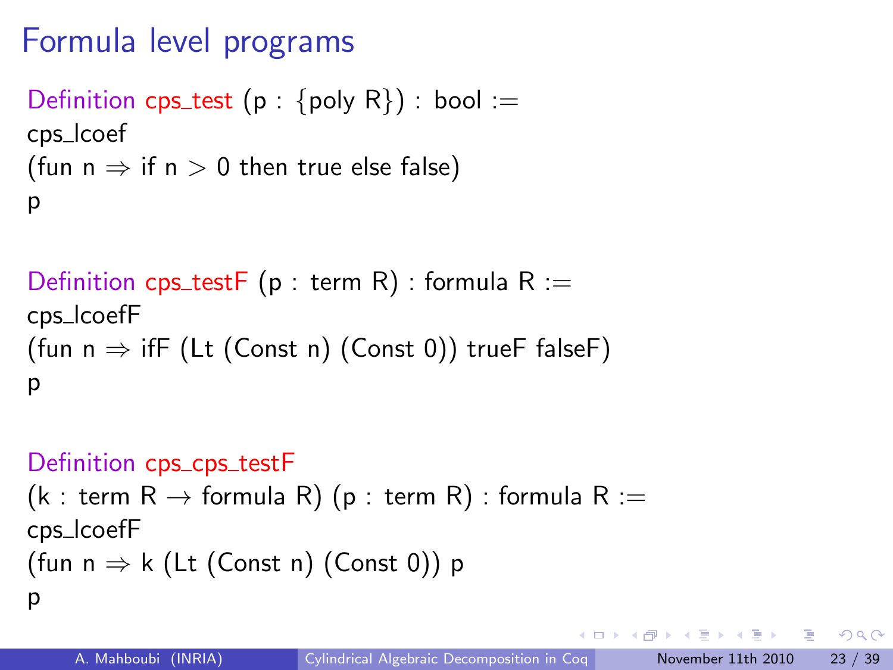# Formula level programs

```
Definition cps_test (p : {poly R}) : bool :=
cps_lcoef
(fun n ⇒ if n > 0 then true else false)
p

Definition cps_testF (p : term R) : formula R :=
cps_lcoefF
(fun n ⇒ ifF (Lt (Const n) (Const 0)) trueF falseF)
p

Definition cps_cps_testF
(k : term R → formula R) (p : term R) : formula R :=
cps_lcoefF
(fun n ⇒ k (Lt (Const n) (Const 0)) p
p
```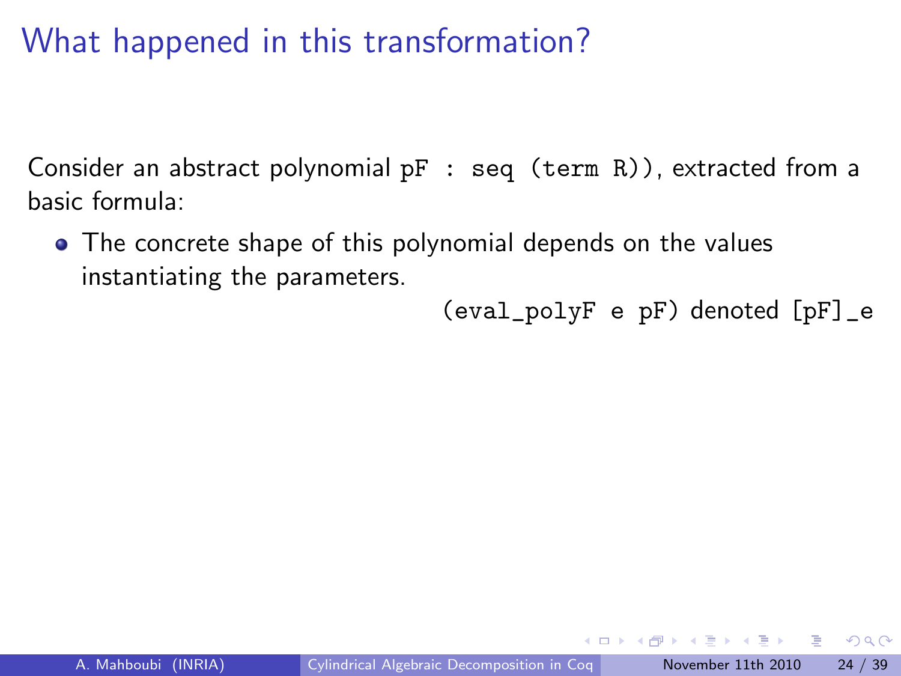# What happened in this transformation?

Consider an abstract polynomial `pF : seq (term R))`, extracted from a basic formula:

- The concrete shape of this polynomial depends on the values instantiating the parameters.

  `(eval_polyF e pF)` denoted `[pF]_e`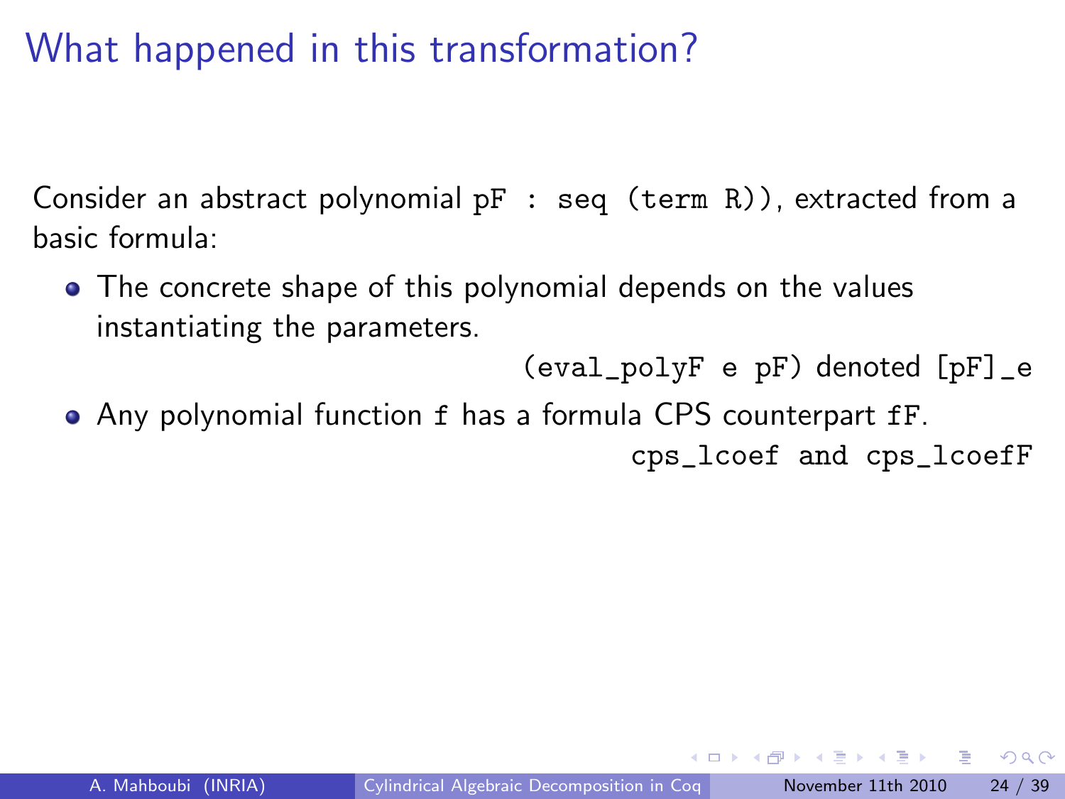# What happened in this transformation?

Consider an abstract polynomial `pF : seq (term R))`, extracted from a basic formula:

- The concrete shape of this polynomial depends on the values instantiating the parameters.

  `(eval_polyF e pF)` denoted `[pF]_e`

- Any polynomial function `f` has a formula CPS counterpart `fF`.

  `cps_lcoef` and `cps_lcoefF`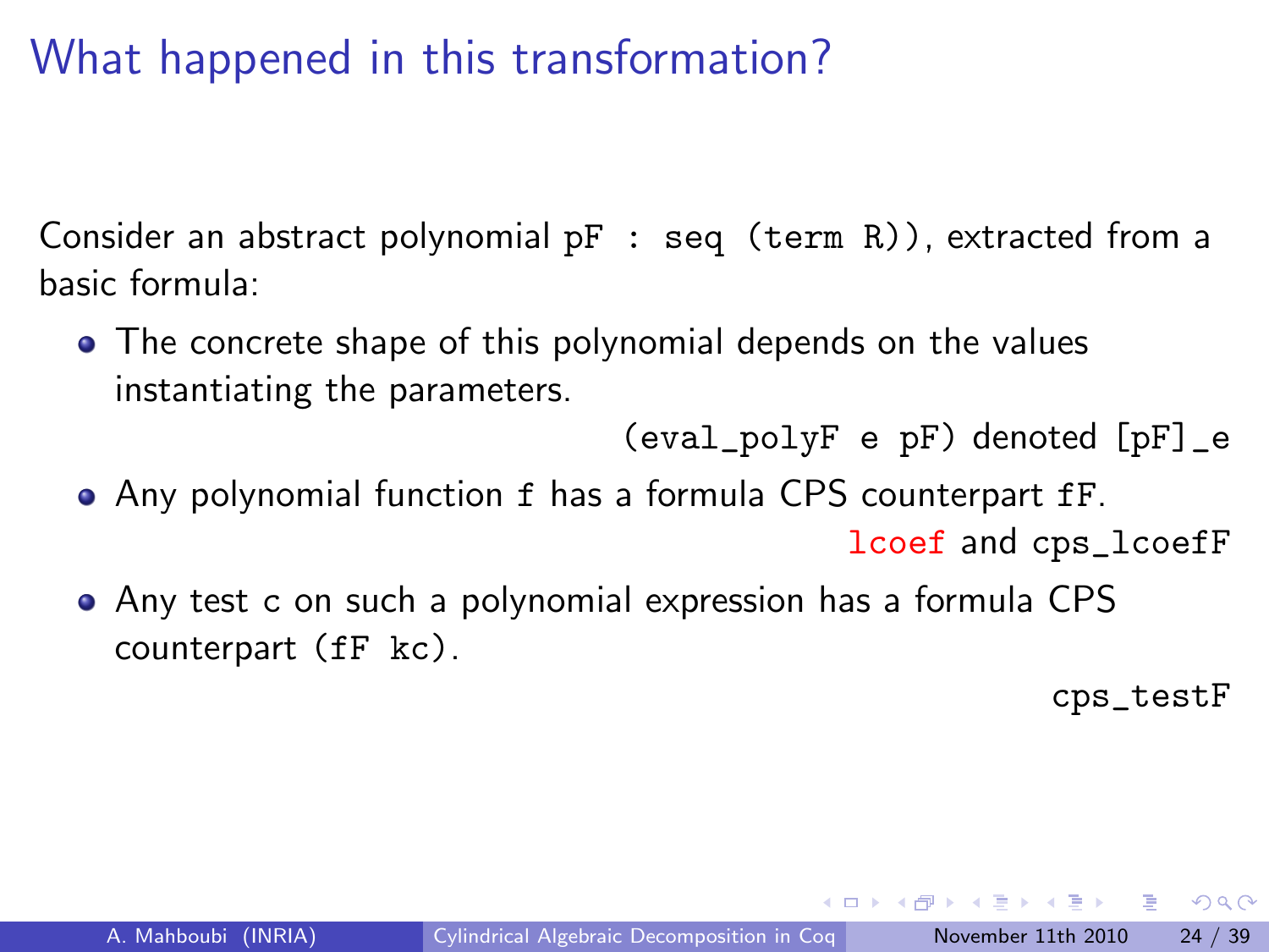# What happened in this transformation?

Consider an abstract polynomial `pF : seq (term R))`, extracted from a basic formula:

- The concrete shape of this polynomial depends on the values instantiating the parameters.

  `(eval_polyF e pF)` denoted `[pF]_e`

- Any polynomial function `f` has a formula CPS counterpart `fF`.

  `lcoef` and `cps_lcoefF`

- Any test `c` on such a polynomial expression has a formula CPS counterpart `(fF kc)`.

  `cps_testF`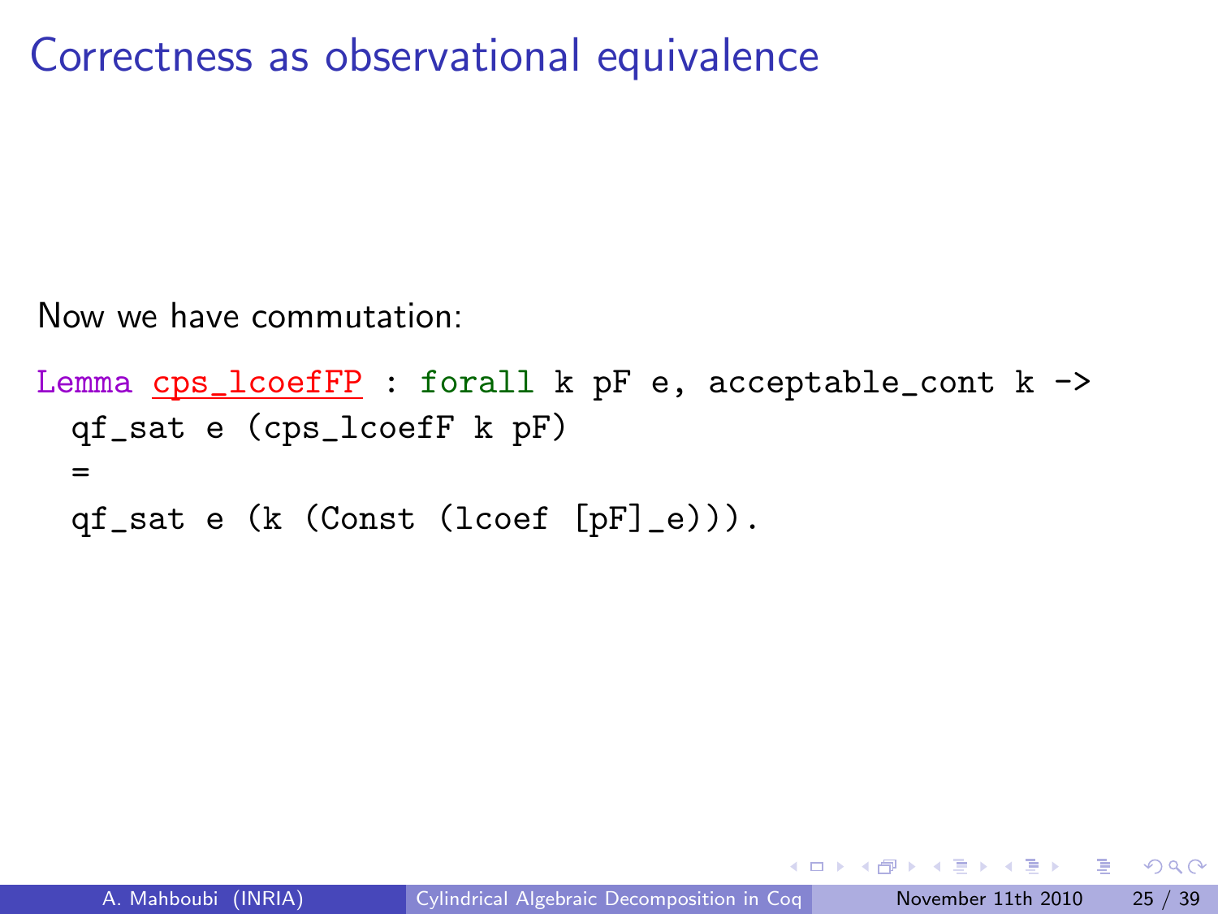# Correctness as observational equivalence

Now we have commutation:

```
Lemma cps_lcoefFP : forall k pF e, acceptable_cont k ->
  qf_sat e (cps_lcoefF k pF)
  =
  qf_sat e (k (Const (lcoef [pF]_e))).
```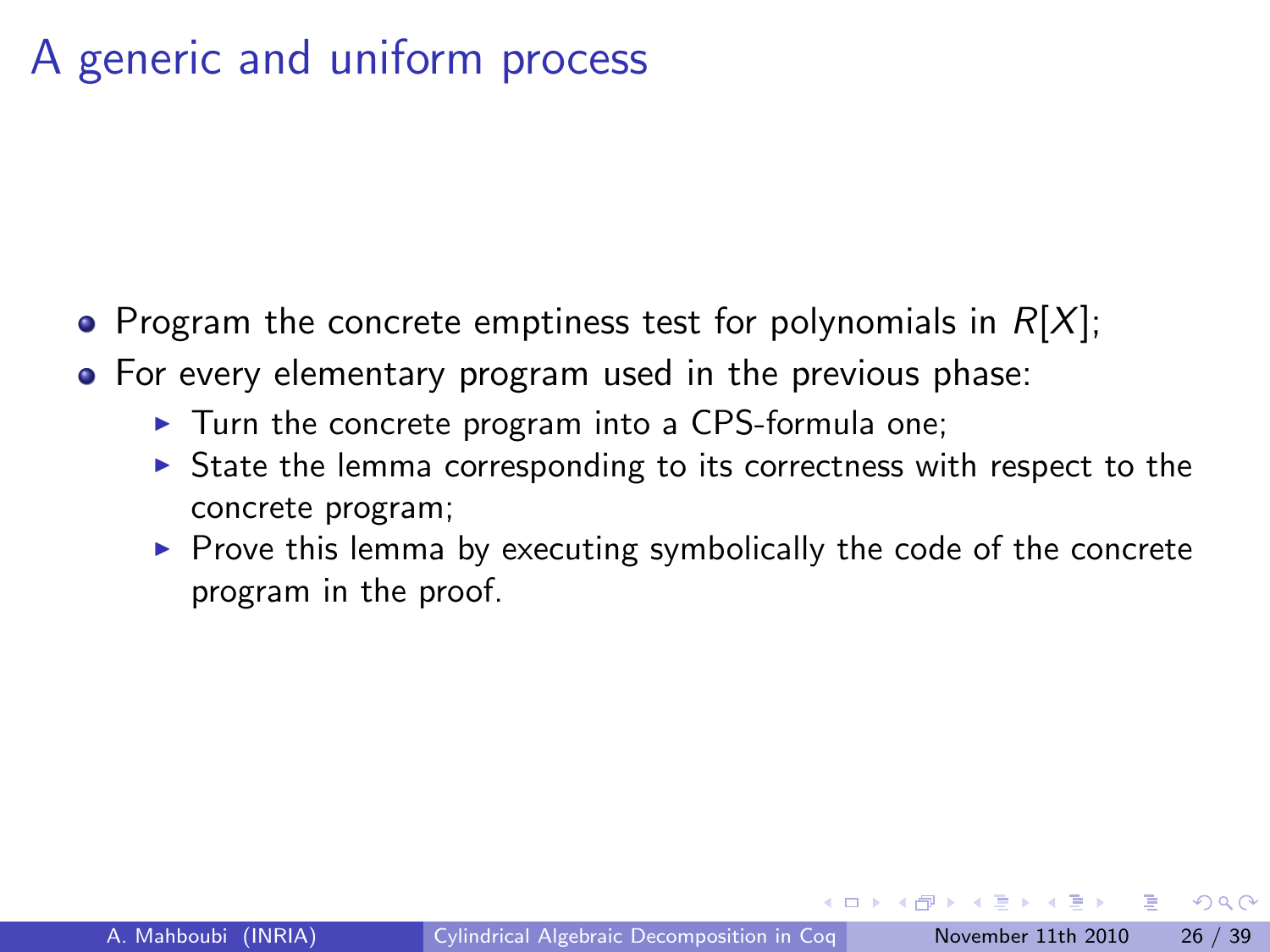# A generic and uniform process

- Program the concrete emptiness test for polynomials in $R[X]$;
- For every elementary program used in the previous phase:
  - Turn the concrete program into a CPS-formula one;
  - State the lemma corresponding to its correctness with respect to the concrete program;
  - Prove this lemma by executing symbolically the code of the concrete program in the proof.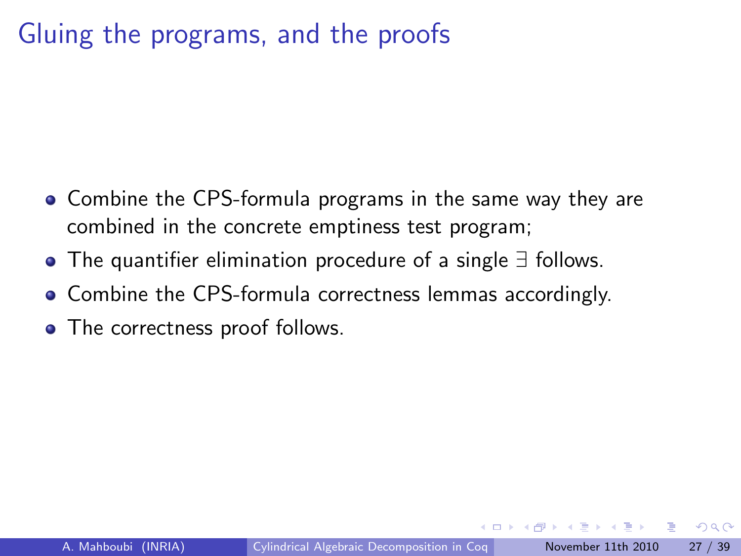# Gluing the programs, and the proofs

- Combine the CPS-formula programs in the same way they are combined in the concrete emptiness test program;
- The quantifier elimination procedure of a single $\exists$ follows.
- Combine the CPS-formula correctness lemmas accordingly.
- The correctness proof follows.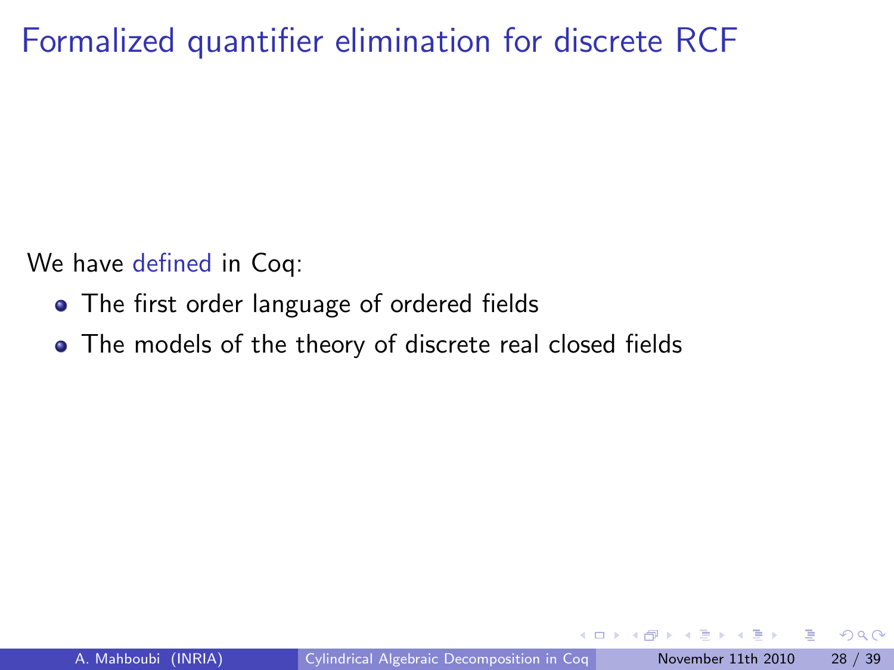# Formalized quantifier elimination for discrete RCF

We have defined in Coq:

- The first order language of ordered fields
- The models of the theory of discrete real closed fields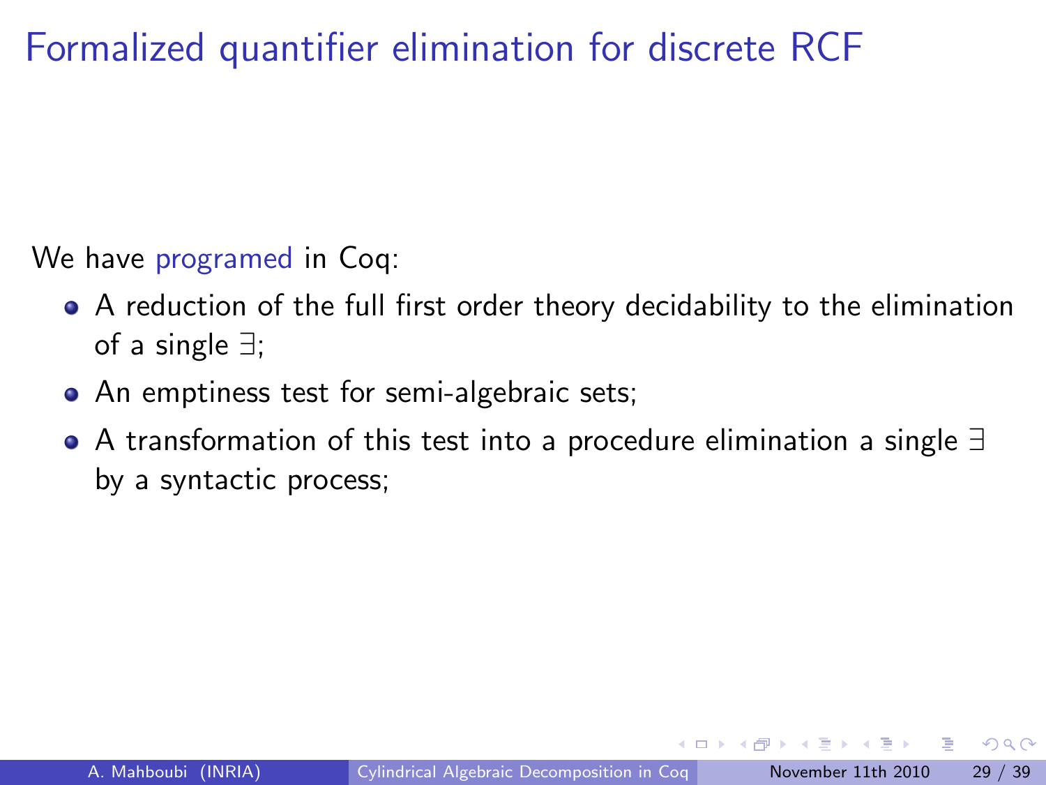# Formalized quantifier elimination for discrete RCF

We have programed in Coq:

- A reduction of the full first order theory decidability to the elimination of a single $\exists$;
- An emptiness test for semi-algebraic sets;
- A transformation of this test into a procedure elimination a single $\exists$ by a syntactic process;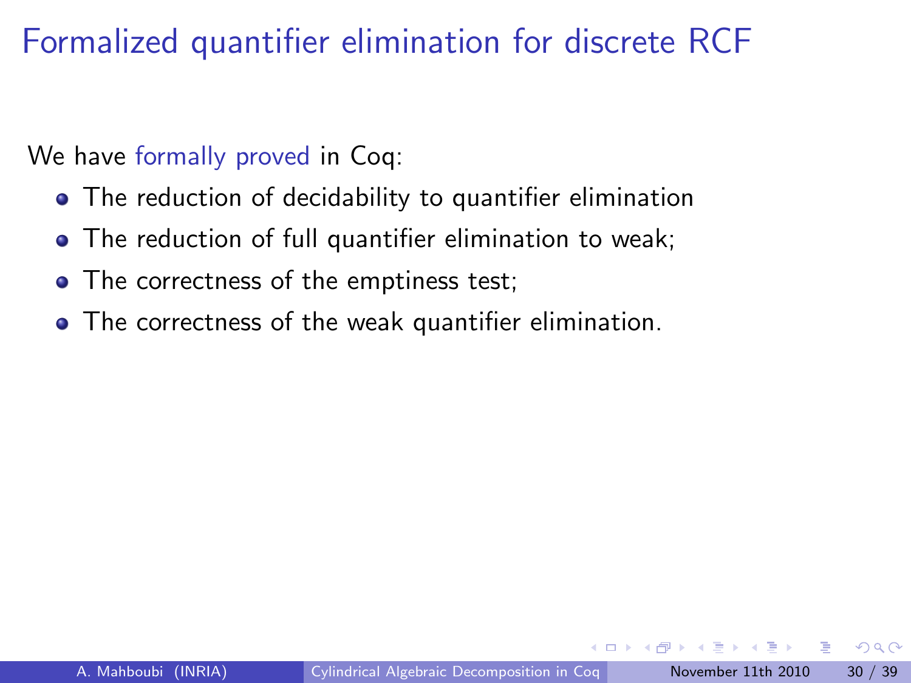# Formalized quantifier elimination for discrete RCF

We have formally proved in Coq:

- The reduction of decidability to quantifier elimination
- The reduction of full quantifier elimination to weak;
- The correctness of the emptiness test;
- The correctness of the weak quantifier elimination.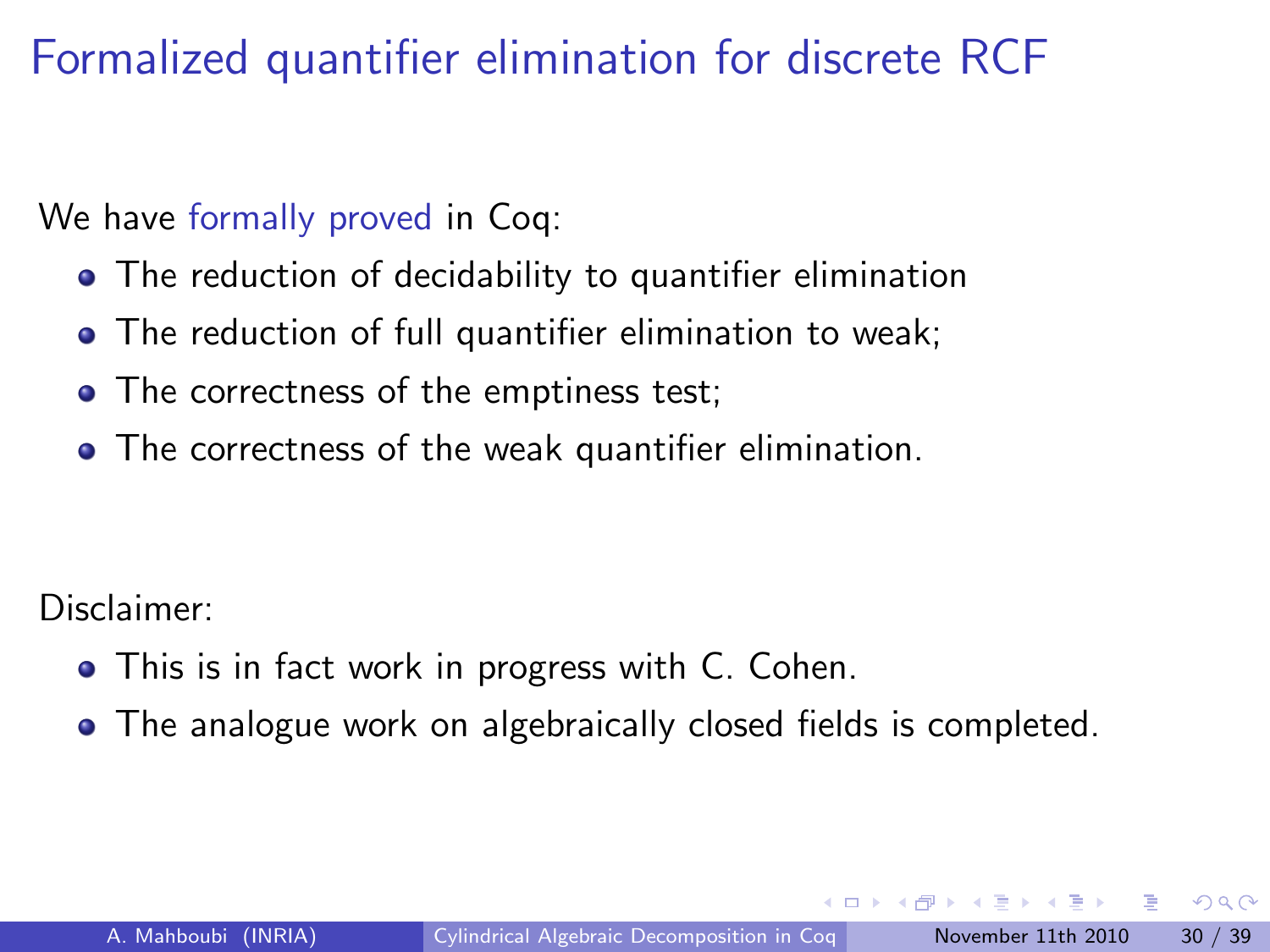# Formalized quantifier elimination for discrete RCF

We have formally proved in Coq:

- The reduction of decidability to quantifier elimination
- The reduction of full quantifier elimination to weak;
- The correctness of the emptiness test;
- The correctness of the weak quantifier elimination.

Disclaimer:

- This is in fact work in progress with C. Cohen.
- The analogue work on algebraically closed fields is completed.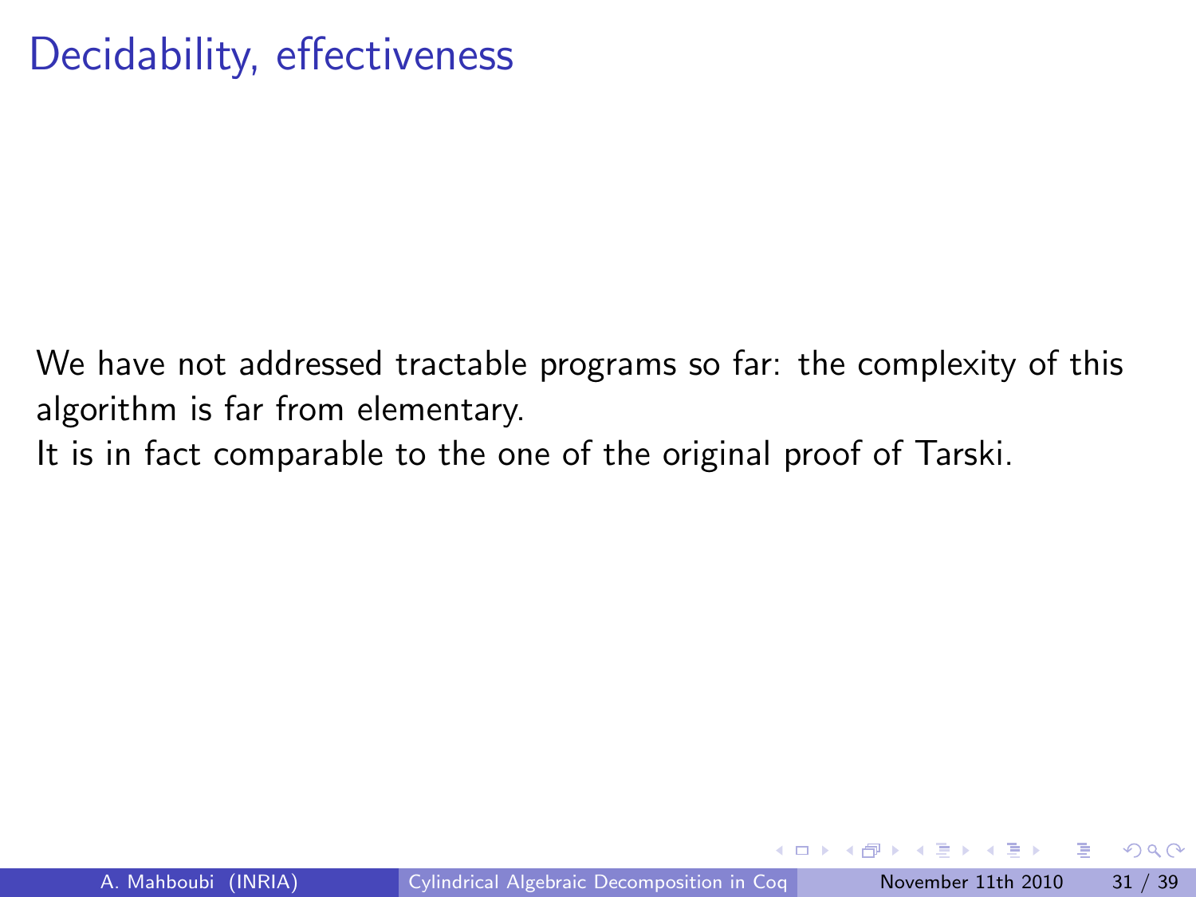# Decidability, effectiveness

We have not addressed tractable programs so far: the complexity of this algorithm is far from elementary.

It is in fact comparable to the one of the original proof of Tarski.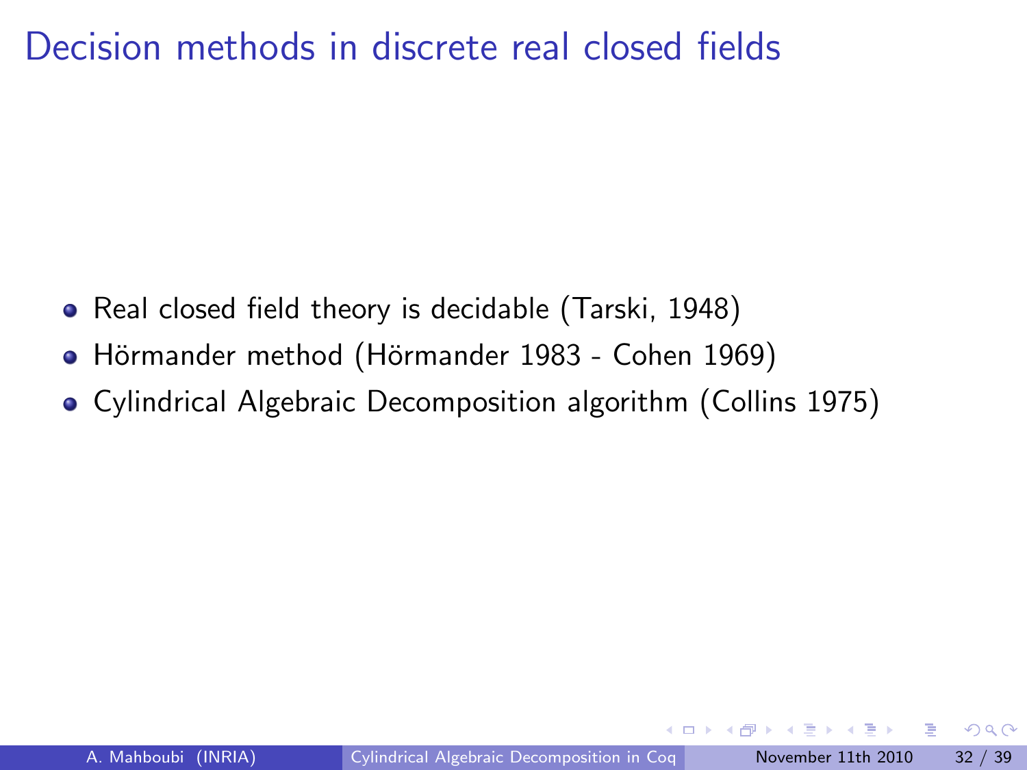# Decision methods in discrete real closed fields

- Real closed field theory is decidable (Tarski, 1948)
- Hörmander method (Hörmander 1983 - Cohen 1969)
- Cylindrical Algebraic Decomposition algorithm (Collins 1975)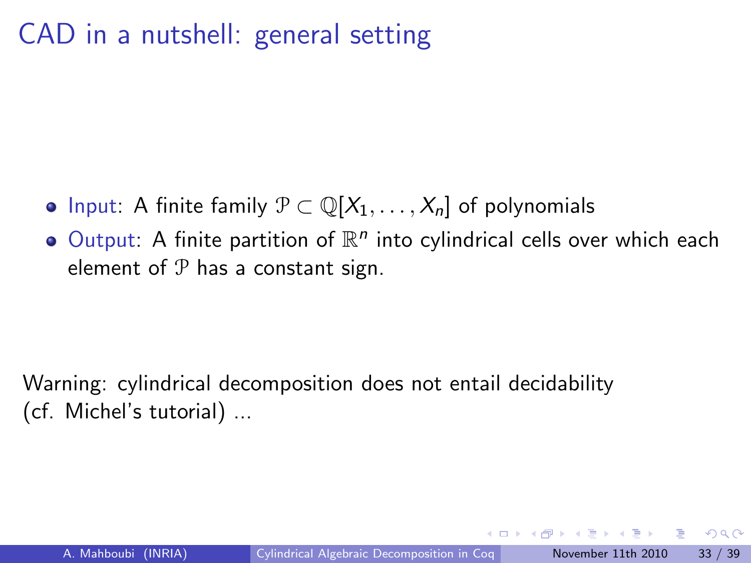# CAD in a nutshell: general setting

- Input: A finite family $\mathcal{P} \subset \mathbb{Q}[X_1, \ldots, X_n]$ of polynomials
- Output: A finite partition of $\mathbb{R}^n$ into cylindrical cells over which each element of $\mathcal{P}$ has a constant sign.

Warning: cylindrical decomposition does not entail decidability (cf. Michel's tutorial) ...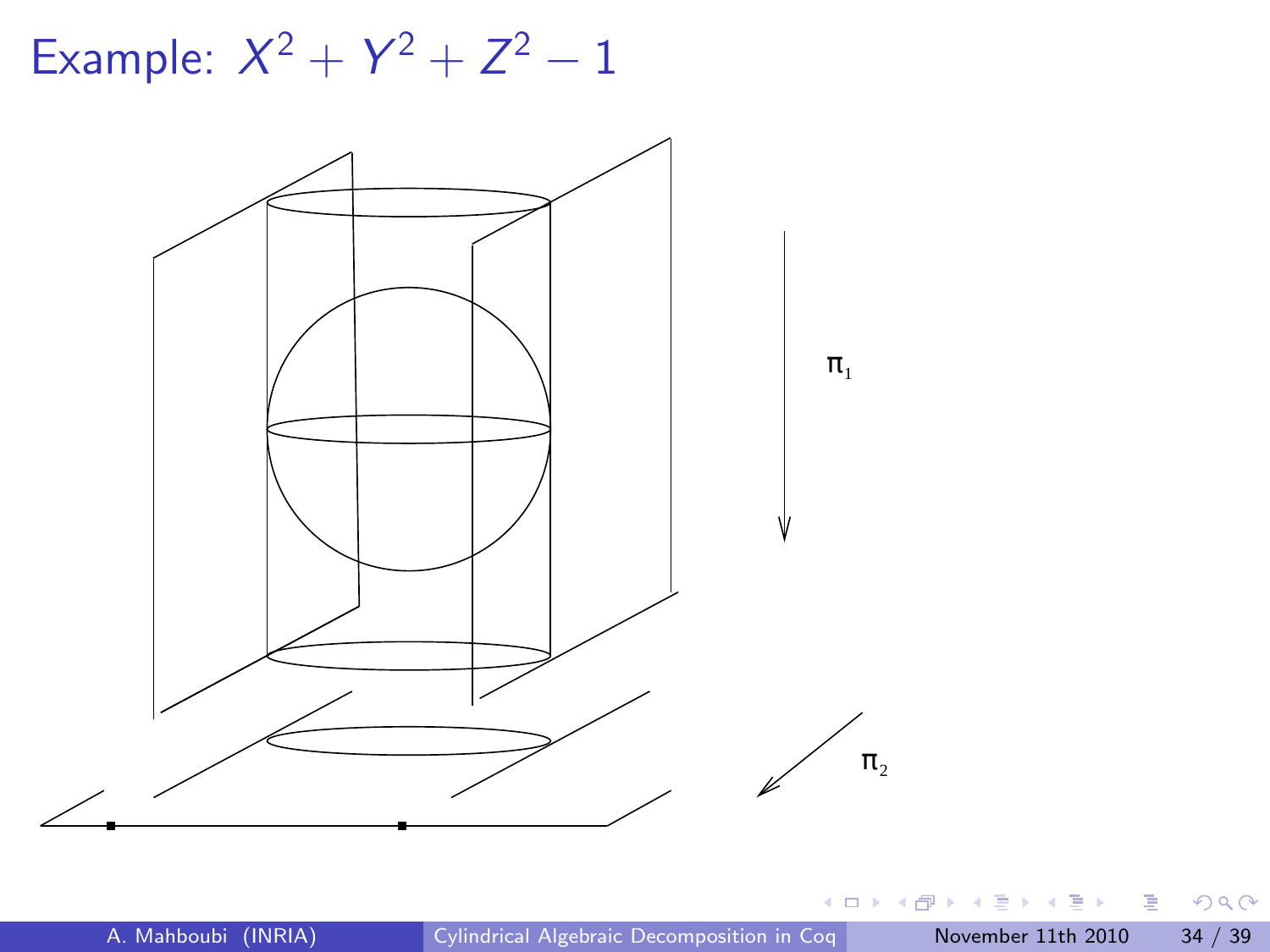# Example: $X^2 + Y^2 + Z^2 - 1$

$\pi_1$

$\pi_2$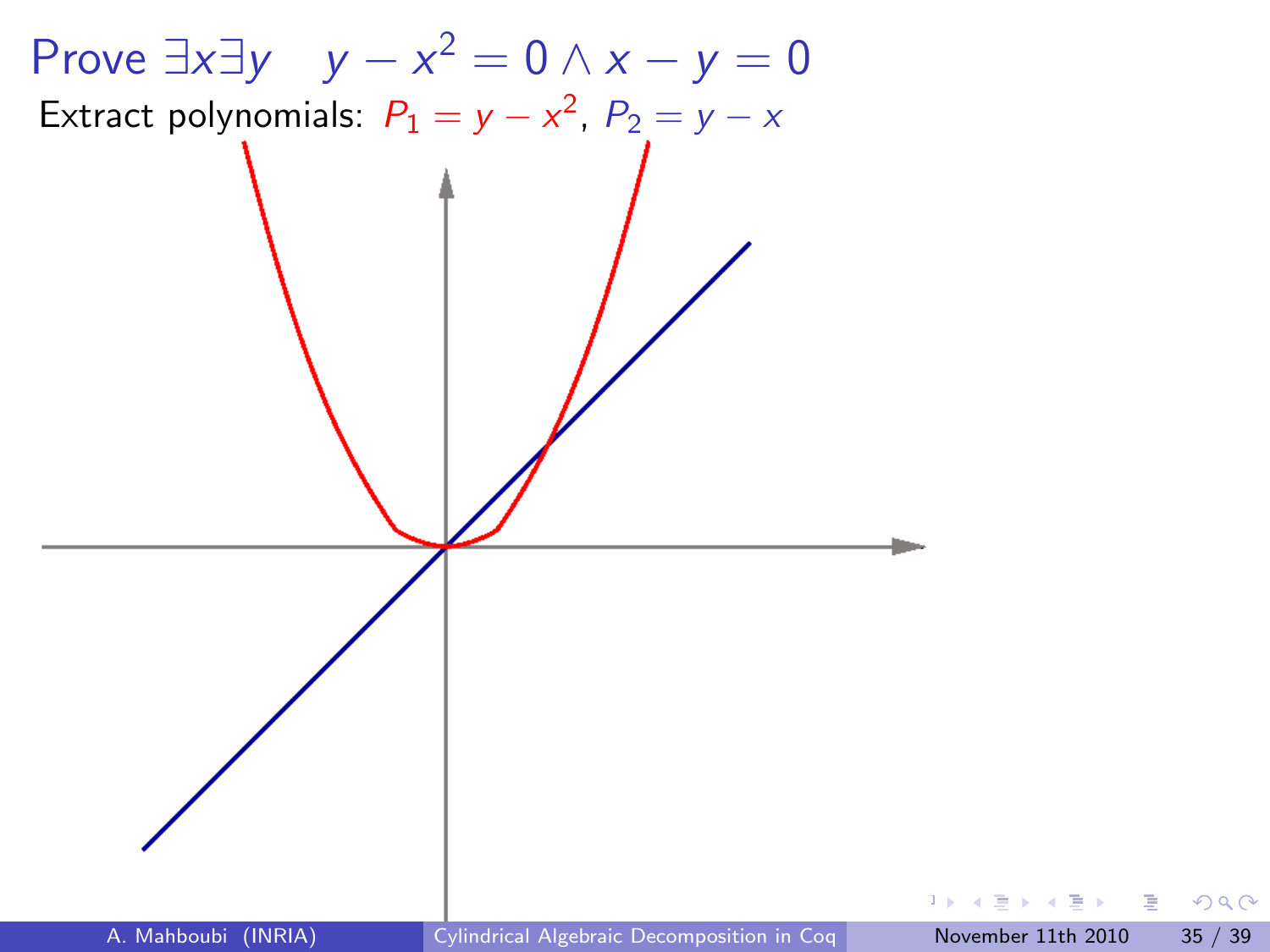# Prove $\exists x \exists y \quad y - x^2 = 0 \wedge x - y = 0$

Extract polynomials: $P_1 = y - x^2$, $P_2 = y - x$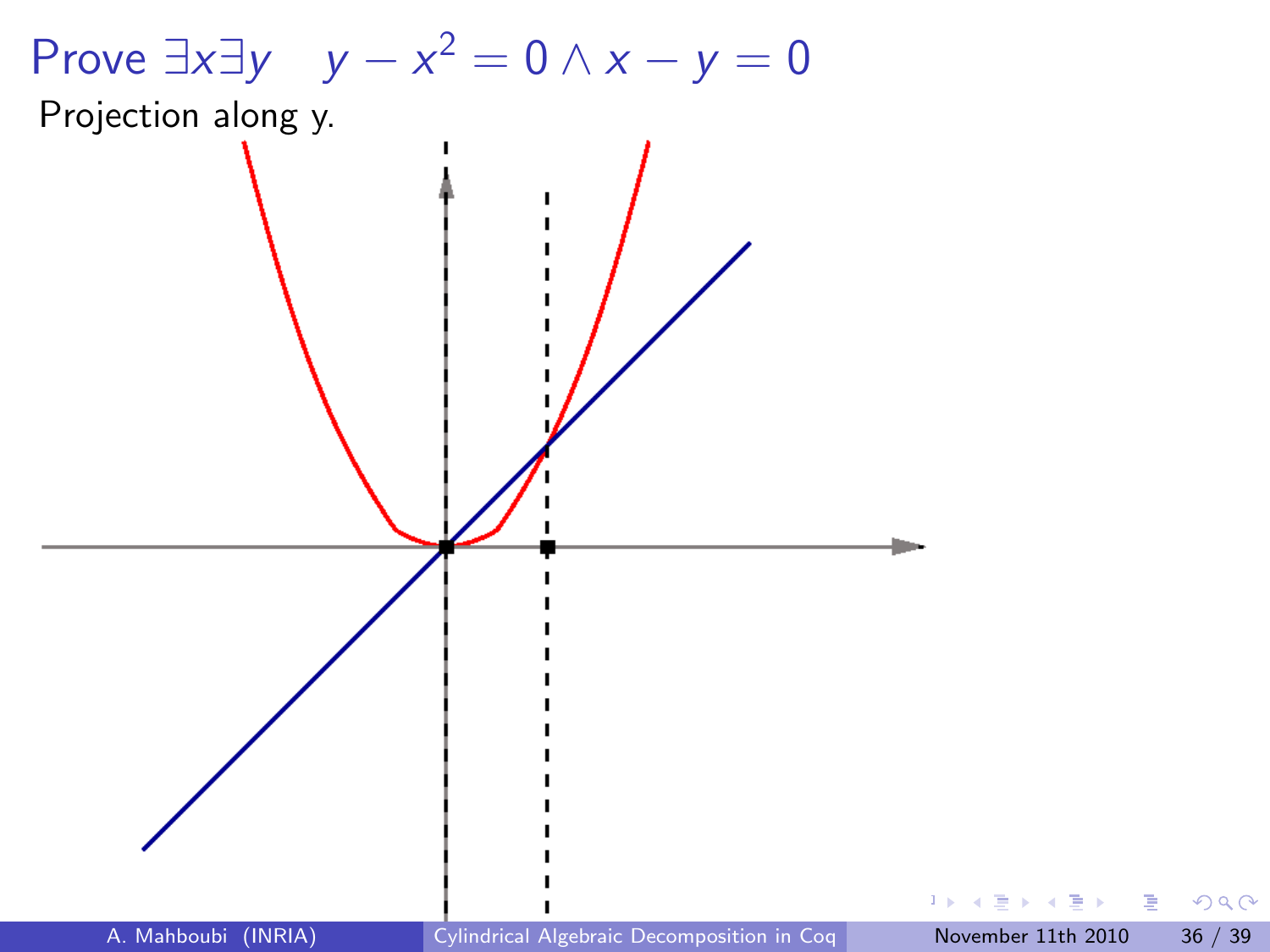# Prove $\exists x \exists y \quad y - x^2 = 0 \land x - y = 0$

Projection along y.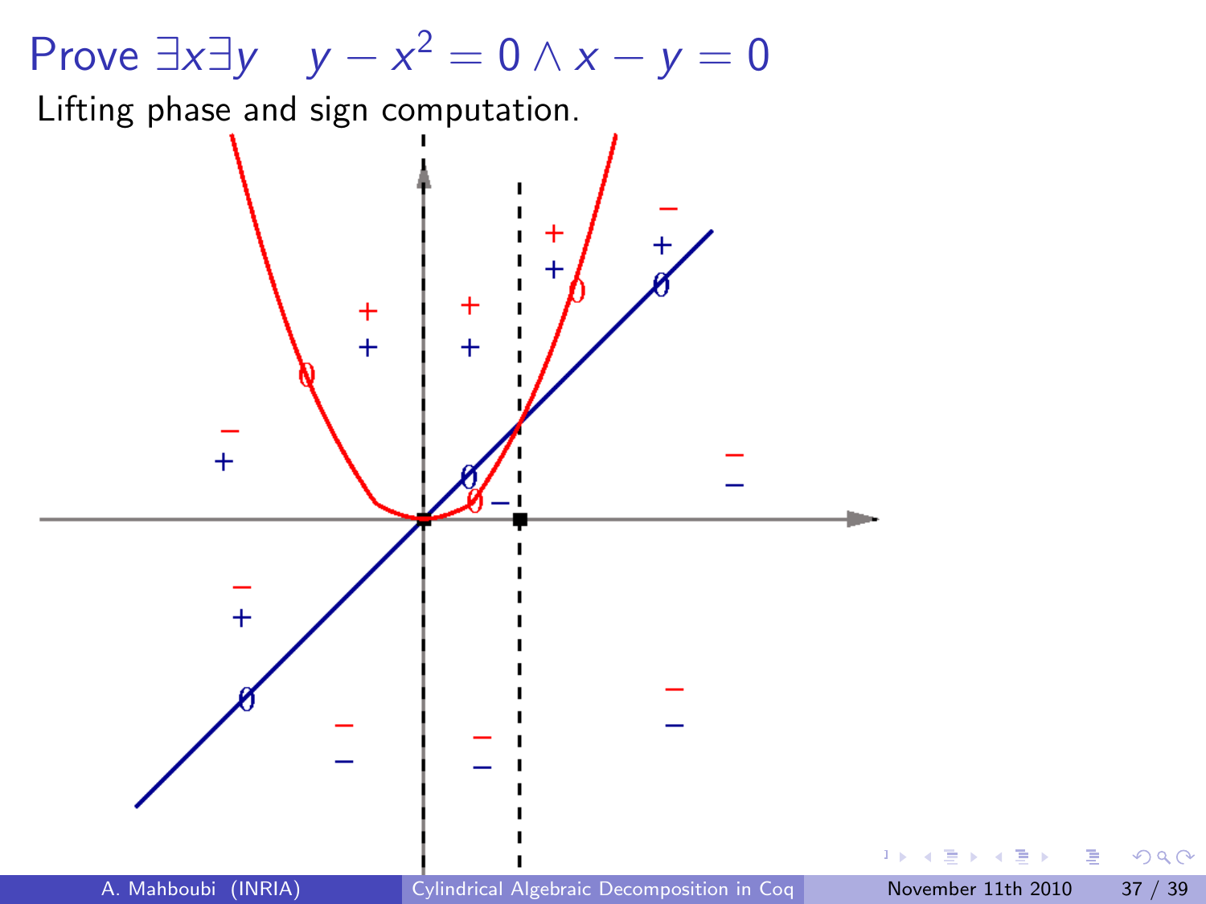# Prove $\exists x \exists y \quad y - x^2 = 0 \wedge x - y = 0$

Lifting phase and sign computation.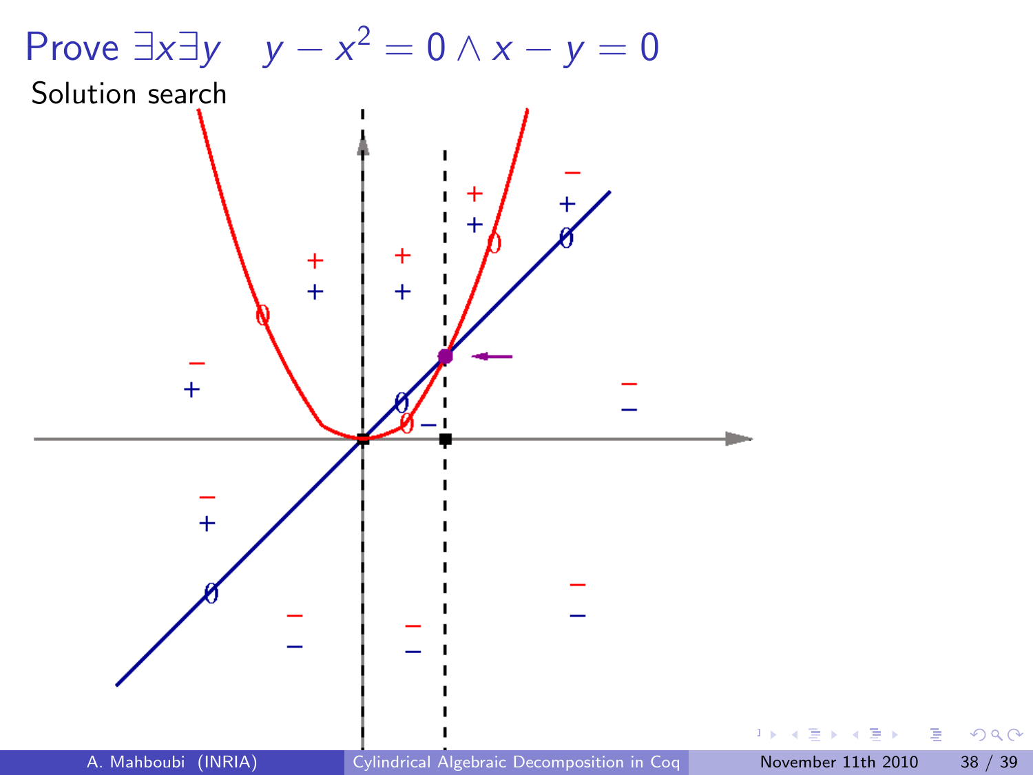# Prove $\exists x \exists y \quad y - x^2 = 0 \land x - y = 0$

Solution search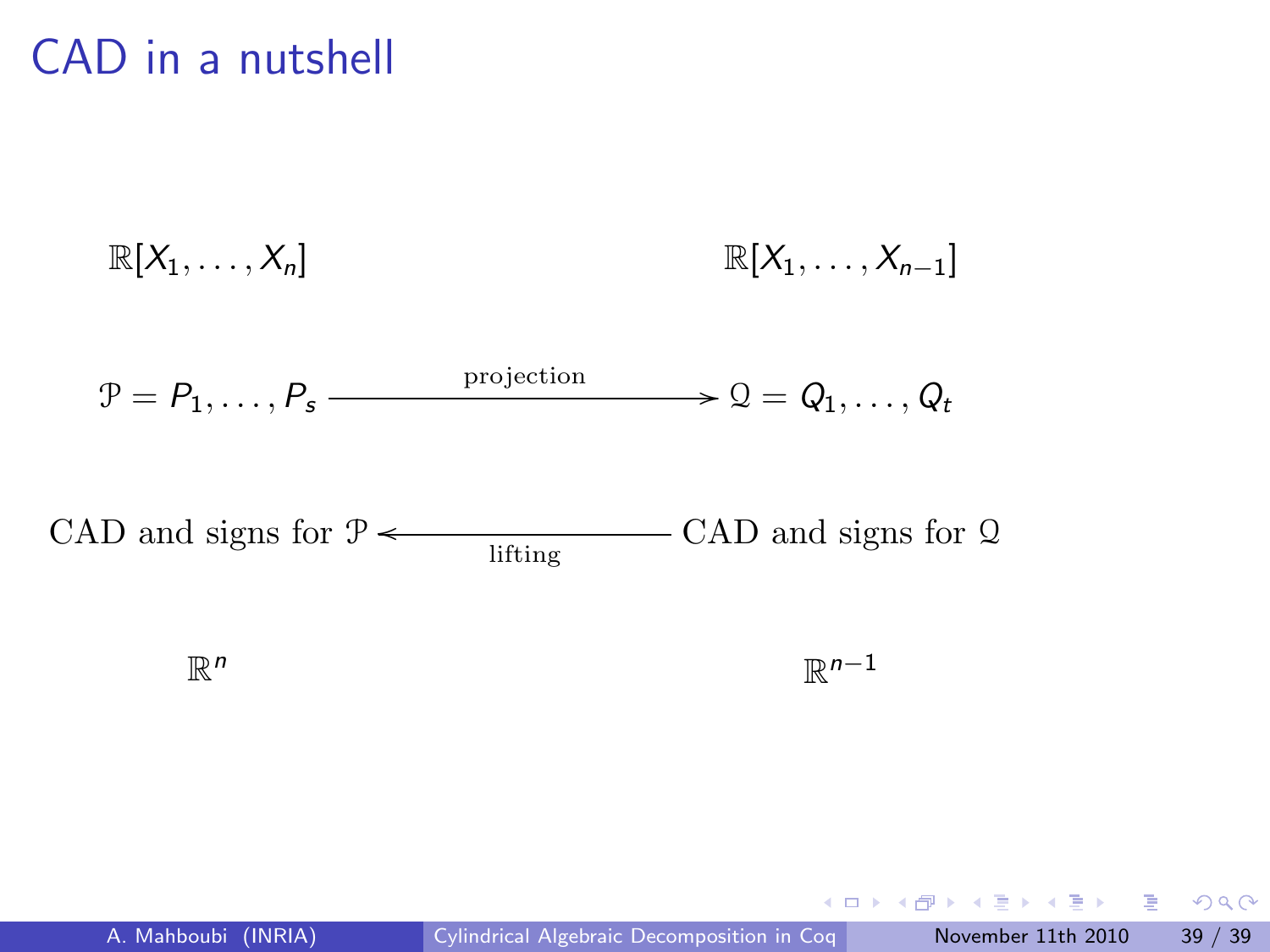# CAD in a nutshell

$\mathbb{R}[X_1, \ldots, X_n]$ $\mathbb{R}[X_1, \ldots, X_{n-1}]$

$\mathcal{P} = P_1, \ldots, P_s$ —projection→ $\mathcal{Q} = Q_1, \ldots, Q_t$

CAD and signs for $\mathcal{P}$ ←lifting— CAD and signs for $\mathcal{Q}$

$\mathbb{R}^n$ $\mathbb{R}^{n-1}$